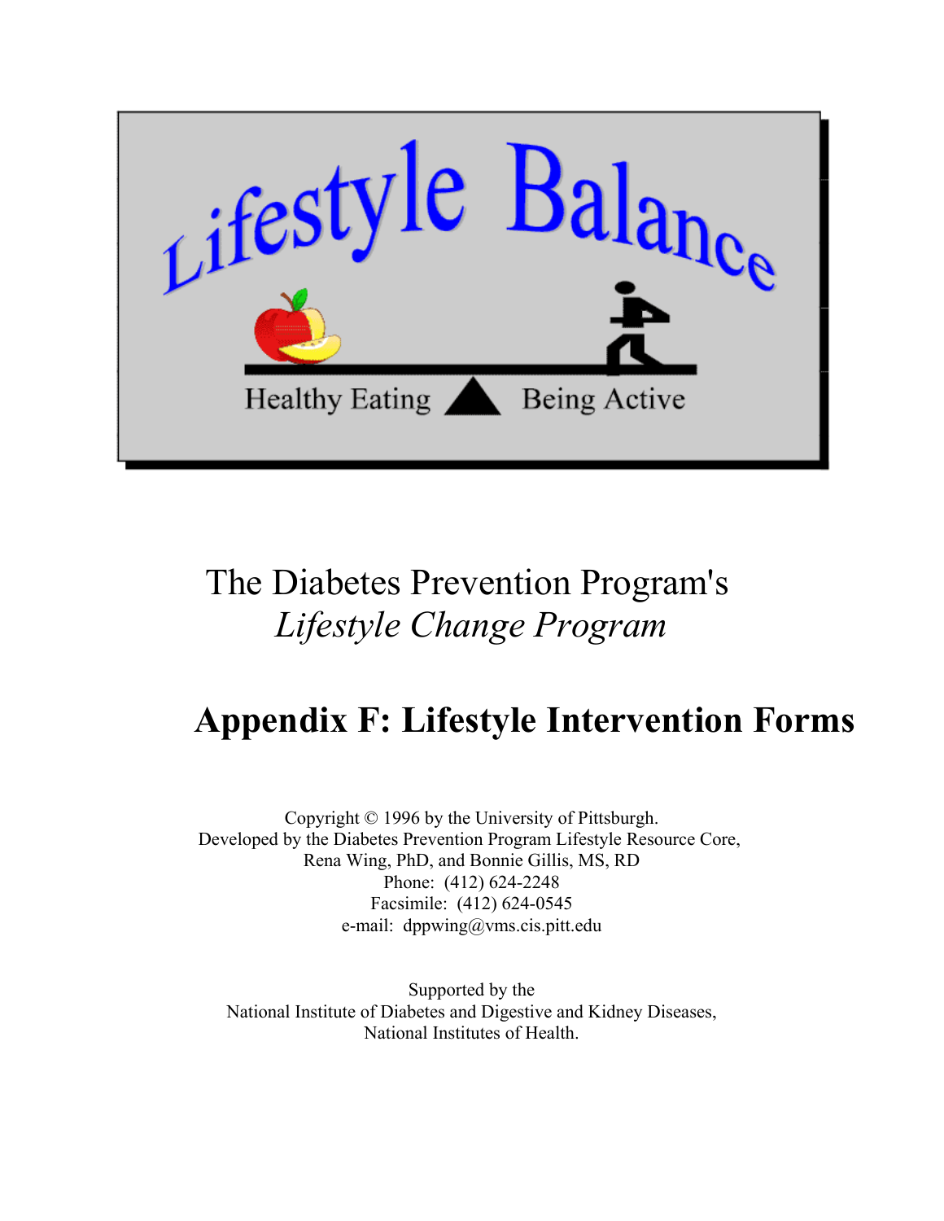Lifestyle Balance

Healthy Eating — Being Active

# The Diabetes Prevention Program's
*Lifestyle Change Program*

## Appendix F: Lifestyle Intervention Forms

Copyright © 1996 by the University of Pittsburgh.
Developed by the Diabetes Prevention Program Lifestyle Resource Core,
Rena Wing, PhD, and Bonnie Gillis, MS, RD
Phone: (412) 624-2248
Facsimile: (412) 624-0545
e-mail: dppwing@vms.cis.pitt.edu

Supported by the
National Institute of Diabetes and Digestive and Kidney Diseases,
National Institutes of Health.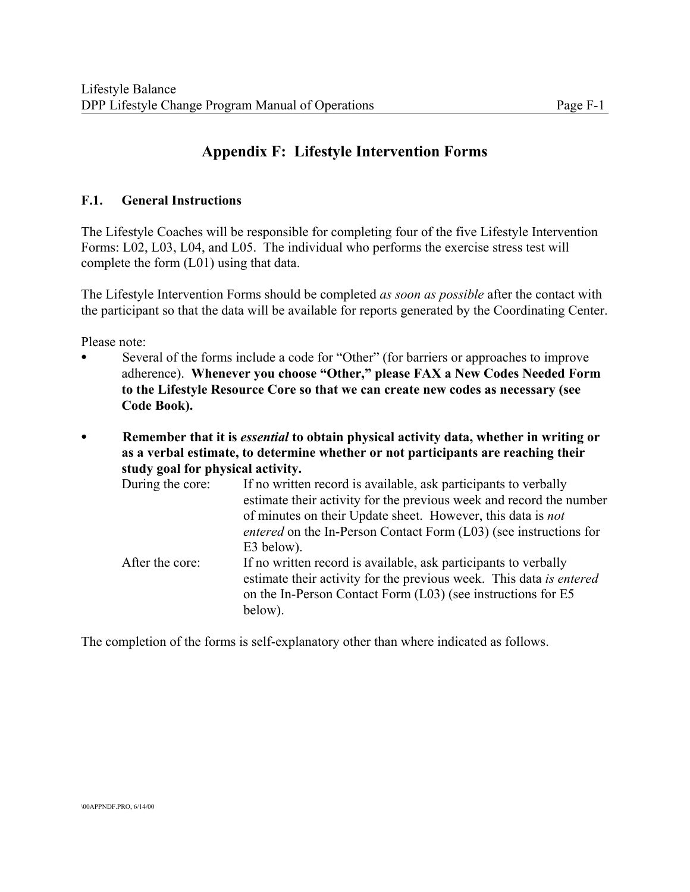# Appendix F: Lifestyle Intervention Forms

## F.1. General Instructions

The Lifestyle Coaches will be responsible for completing four of the five Lifestyle Intervention Forms: L02, L03, L04, and L05. The individual who performs the exercise stress test will complete the form (L01) using that data.

The Lifestyle Intervention Forms should be completed *as soon as possible* after the contact with the participant so that the data will be available for reports generated by the Coordinating Center.

Please note:

- Several of the forms include a code for "Other" (for barriers or approaches to improve adherence). **Whenever you choose "Other," please FAX a New Codes Needed Form to the Lifestyle Resource Core so that we can create new codes as necessary (see Code Book).**

- **Remember that it is *essential* to obtain physical activity data, whether in writing or as a verbal estimate, to determine whether or not participants are reaching their study goal for physical activity.**

  During the core: If no written record is available, ask participants to verbally estimate their activity for the previous week and record the number of minutes on their Update sheet. However, this data is *not entered* on the In-Person Contact Form (L03) (see instructions for E3 below).

  After the core: If no written record is available, ask participants to verbally estimate their activity for the previous week. This data *is entered* on the In-Person Contact Form (L03) (see instructions for E5 below).

The completion of the forms is self-explanatory other than where indicated as follows.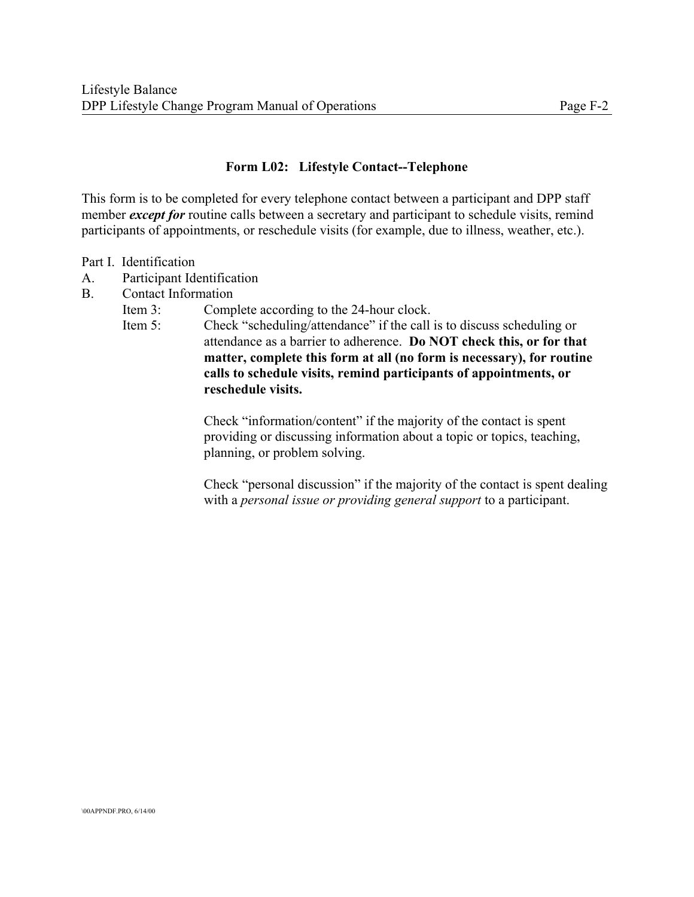## Form L02: Lifestyle Contact--Telephone

This form is to be completed for every telephone contact between a participant and DPP staff member ***except for*** routine calls between a secretary and participant to schedule visits, remind participants of appointments, or reschedule visits (for example, due to illness, weather, etc.).

Part I. Identification

A. Participant Identification

B. Contact Information

Item 3: Complete according to the 24-hour clock.

Item 5: Check "scheduling/attendance" if the call is to discuss scheduling or attendance as a barrier to adherence. **Do NOT check this, or for that matter, complete this form at all (no form is necessary), for routine calls to schedule visits, remind participants of appointments, or reschedule visits.**

Check "information/content" if the majority of the contact is spent providing or discussing information about a topic or topics, teaching, planning, or problem solving.

Check "personal discussion" if the majority of the contact is spent dealing with a *personal issue or providing general support* to a participant.

\00APPNDF.PRO, 6/14/00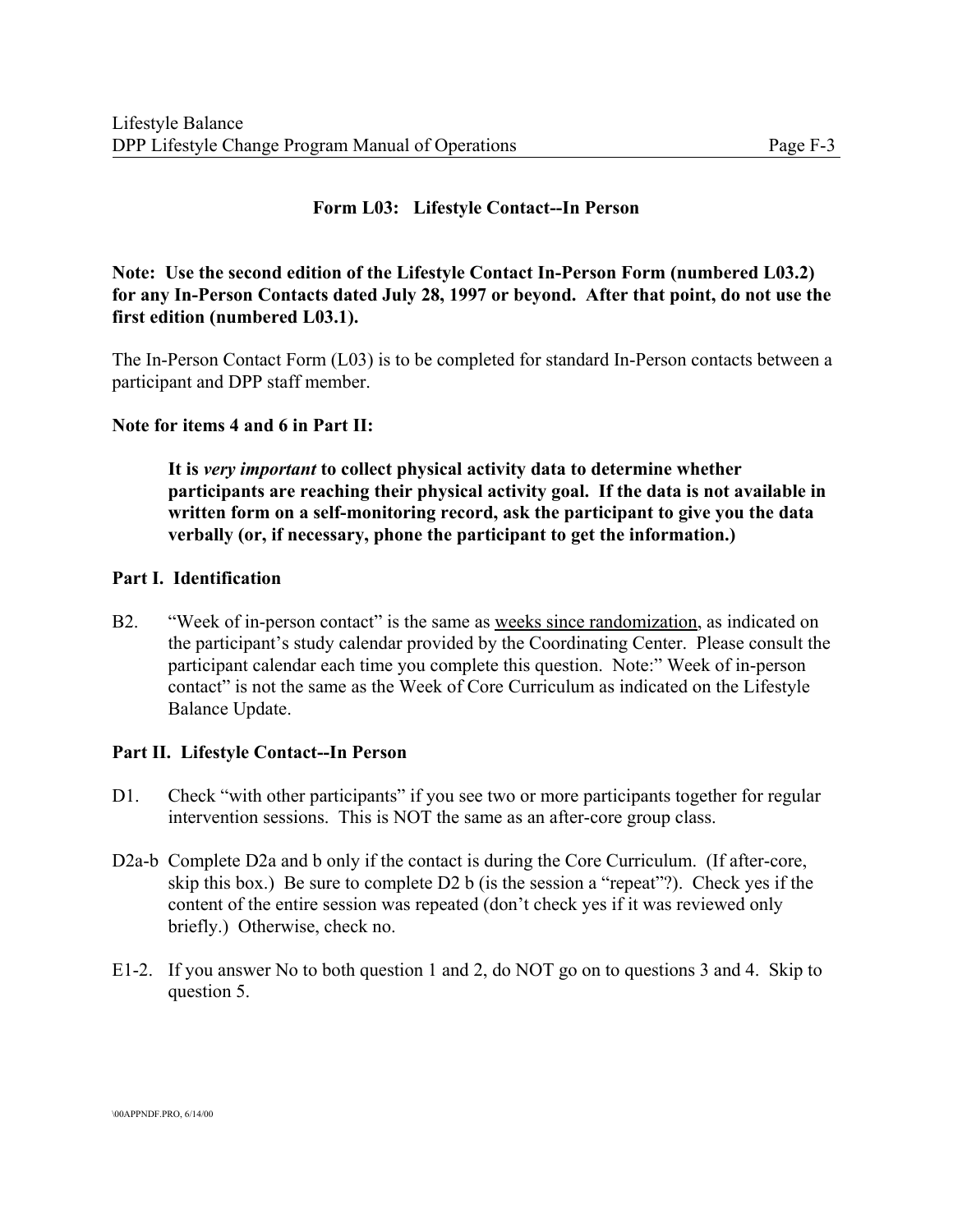## Form L03: Lifestyle Contact--In Person

**Note: Use the second edition of the Lifestyle Contact In-Person Form (numbered L03.2) for any In-Person Contacts dated July 28, 1997 or beyond. After that point, do not use the first edition (numbered L03.1).**

The In-Person Contact Form (L03) is to be completed for standard In-Person contacts between a participant and DPP staff member.

**Note for items 4 and 6 in Part II:**

> **It is *very important* to collect physical activity data to determine whether participants are reaching their physical activity goal. If the data is not available in written form on a self-monitoring record, ask the participant to give you the data verbally (or, if necessary, phone the participant to get the information.)**

### Part I. Identification

B2. "Week of in-person contact" is the same as <u>weeks since randomization</u>, as indicated on the participant's study calendar provided by the Coordinating Center. Please consult the participant calendar each time you complete this question. Note:" Week of in-person contact" is not the same as the Week of Core Curriculum as indicated on the Lifestyle Balance Update.

### Part II. Lifestyle Contact--In Person

D1. Check "with other participants" if you see two or more participants together for regular intervention sessions. This is NOT the same as an after-core group class.

D2a-b Complete D2a and b only if the contact is during the Core Curriculum. (If after-core, skip this box.) Be sure to complete D2 b (is the session a "repeat"?). Check yes if the content of the entire session was repeated (don't check yes if it was reviewed only briefly.) Otherwise, check no.

E1-2. If you answer No to both question 1 and 2, do NOT go on to questions 3 and 4. Skip to question 5.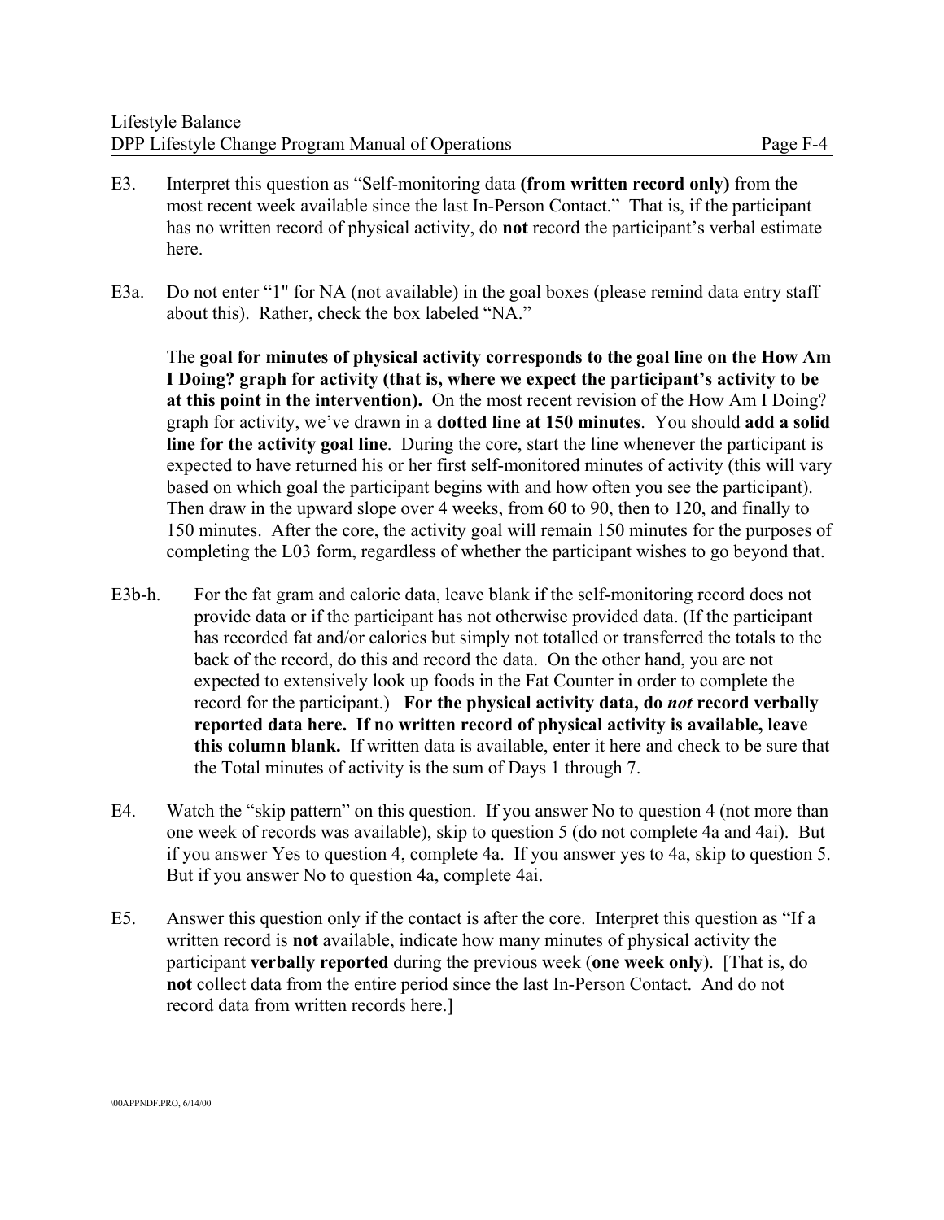E3. Interpret this question as "Self-monitoring data **(from written record only)** from the most recent week available since the last In-Person Contact." That is, if the participant has no written record of physical activity, do **not** record the participant's verbal estimate here.

E3a. Do not enter "1" for NA (not available) in the goal boxes (please remind data entry staff about this). Rather, check the box labeled "NA."

The **goal for minutes of physical activity corresponds to the goal line on the How Am I Doing? graph for activity (that is, where we expect the participant's activity to be at this point in the intervention).** On the most recent revision of the How Am I Doing? graph for activity, we've drawn in a **dotted line at 150 minutes**. You should **add a solid line for the activity goal line**. During the core, start the line whenever the participant is expected to have returned his or her first self-monitored minutes of activity (this will vary based on which goal the participant begins with and how often you see the participant). Then draw in the upward slope over 4 weeks, from 60 to 90, then to 120, and finally to 150 minutes. After the core, the activity goal will remain 150 minutes for the purposes of completing the L03 form, regardless of whether the participant wishes to go beyond that.

E3b-h. For the fat gram and calorie data, leave blank if the self-monitoring record does not provide data or if the participant has not otherwise provided data. (If the participant has recorded fat and/or calories but simply not totalled or transferred the totals to the back of the record, do this and record the data. On the other hand, you are not expected to extensively look up foods in the Fat Counter in order to complete the record for the participant.) **For the physical activity data, do *not* record verbally reported data here. If no written record of physical activity is available, leave this column blank.** If written data is available, enter it here and check to be sure that the Total minutes of activity is the sum of Days 1 through 7.

E4. Watch the "skip pattern" on this question. If you answer No to question 4 (not more than one week of records was available), skip to question 5 (do not complete 4a and 4ai). But if you answer Yes to question 4, complete 4a. If you answer yes to 4a, skip to question 5. But if you answer No to question 4a, complete 4ai.

E5. Answer this question only if the contact is after the core. Interpret this question as "If a written record is **not** available, indicate how many minutes of physical activity the participant **verbally reported** during the previous week (**one week only**). [That is, do **not** collect data from the entire period since the last In-Person Contact. And do not record data from written records here.]

\00APPNDF.PRO, 6/14/00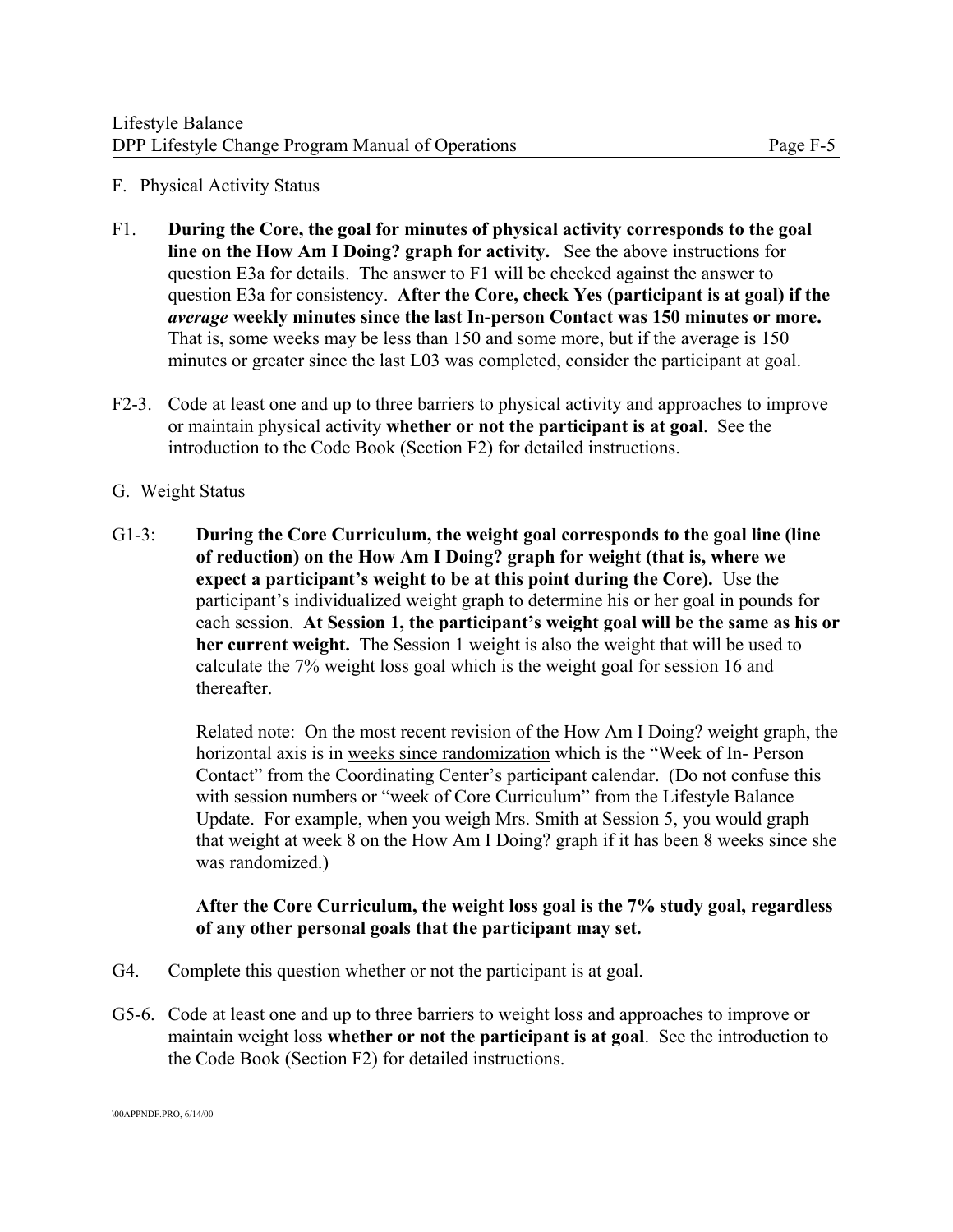## F. Physical Activity Status

F1. **During the Core, the goal for minutes of physical activity corresponds to the goal line on the How Am I Doing? graph for activity.** See the above instructions for question E3a for details. The answer to F1 will be checked against the answer to question E3a for consistency. **After the Core, check Yes (participant is at goal) if the *average* weekly minutes since the last In-person Contact was 150 minutes or more.** That is, some weeks may be less than 150 and some more, but if the average is 150 minutes or greater since the last L03 was completed, consider the participant at goal.

F2-3. Code at least one and up to three barriers to physical activity and approaches to improve or maintain physical activity **whether or not the participant is at goal**. See the introduction to the Code Book (Section F2) for detailed instructions.

## G. Weight Status

G1-3: **During the Core Curriculum, the weight goal corresponds to the goal line (line of reduction) on the How Am I Doing? graph for weight (that is, where we expect a participant's weight to be at this point during the Core).** Use the participant's individualized weight graph to determine his or her goal in pounds for each session. **At Session 1, the participant's weight goal will be the same as his or her current weight.** The Session 1 weight is also the weight that will be used to calculate the 7% weight loss goal which is the weight goal for session 16 and thereafter.

Related note: On the most recent revision of the How Am I Doing? weight graph, the horizontal axis is in weeks since randomization which is the "Week of In- Person Contact" from the Coordinating Center's participant calendar. (Do not confuse this with session numbers or "week of Core Curriculum" from the Lifestyle Balance Update. For example, when you weigh Mrs. Smith at Session 5, you would graph that weight at week 8 on the How Am I Doing? graph if it has been 8 weeks since she was randomized.)

**After the Core Curriculum, the weight loss goal is the 7% study goal, regardless of any other personal goals that the participant may set.**

G4. Complete this question whether or not the participant is at goal.

G5-6. Code at least one and up to three barriers to weight loss and approaches to improve or maintain weight loss **whether or not the participant is at goal**. See the introduction to the Code Book (Section F2) for detailed instructions.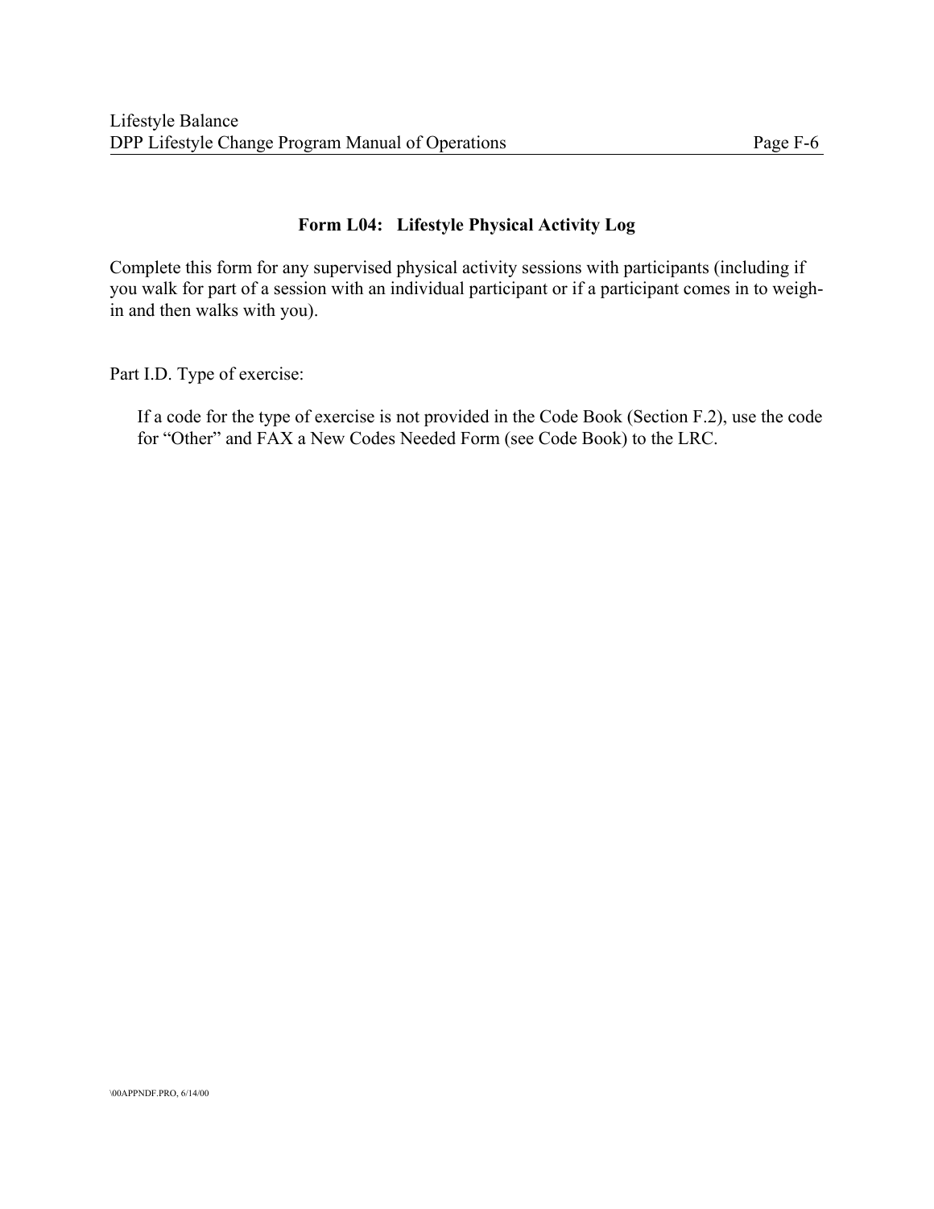## Form L04: Lifestyle Physical Activity Log

Complete this form for any supervised physical activity sessions with participants (including if you walk for part of a session with an individual participant or if a participant comes in to weigh-in and then walks with you).

Part I.D. Type of exercise:

> If a code for the type of exercise is not provided in the Code Book (Section F.2), use the code for "Other" and FAX a New Codes Needed Form (see Code Book) to the LRC.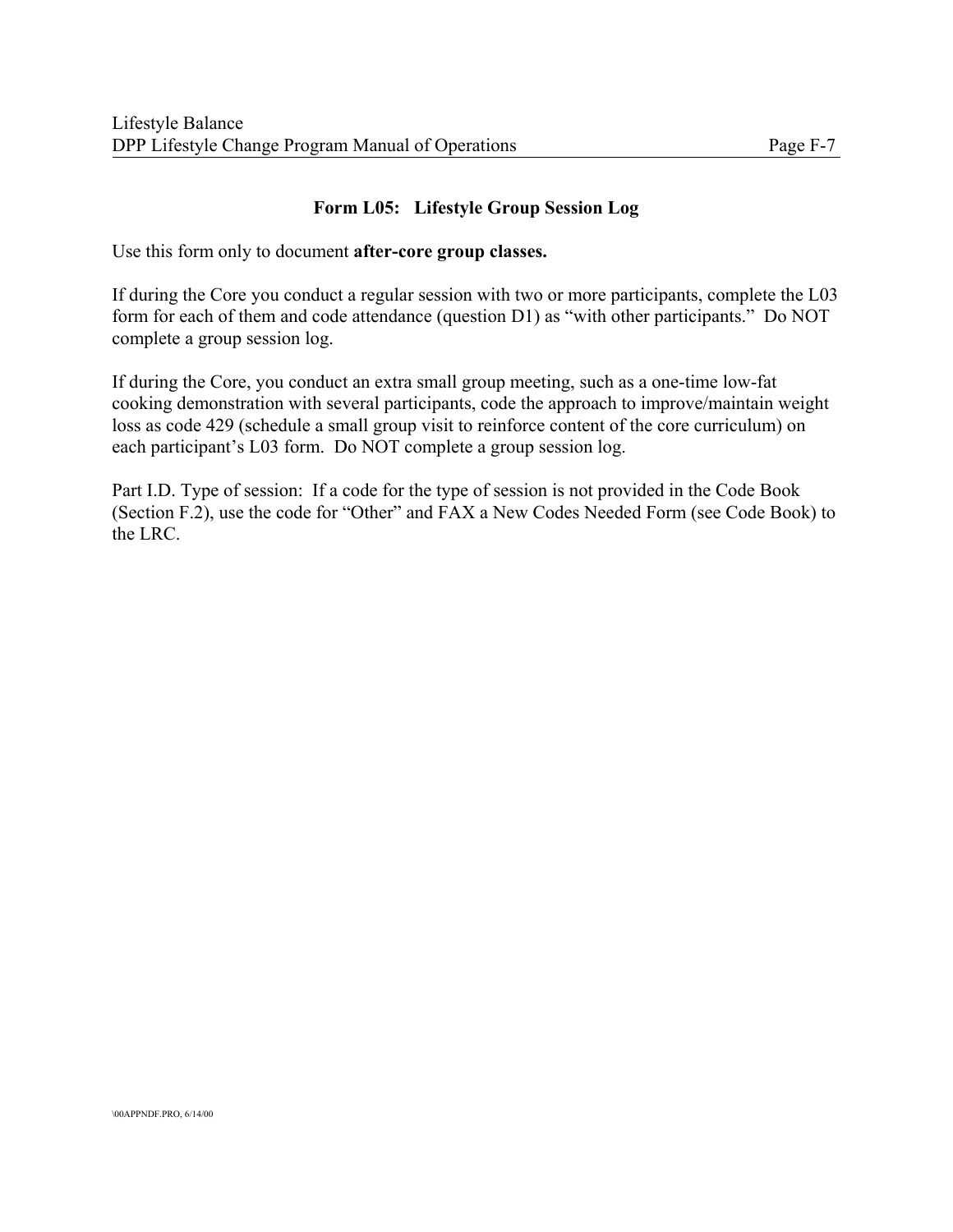## Form L05: Lifestyle Group Session Log

Use this form only to document **after-core group classes.**

If during the Core you conduct a regular session with two or more participants, complete the L03 form for each of them and code attendance (question D1) as "with other participants." Do NOT complete a group session log.

If during the Core, you conduct an extra small group meeting, such as a one-time low-fat cooking demonstration with several participants, code the approach to improve/maintain weight loss as code 429 (schedule a small group visit to reinforce content of the core curriculum) on each participant's L03 form. Do NOT complete a group session log.

Part I.D. Type of session: If a code for the type of session is not provided in the Code Book (Section F.2), use the code for "Other" and FAX a New Codes Needed Form (see Code Book) to the LRC.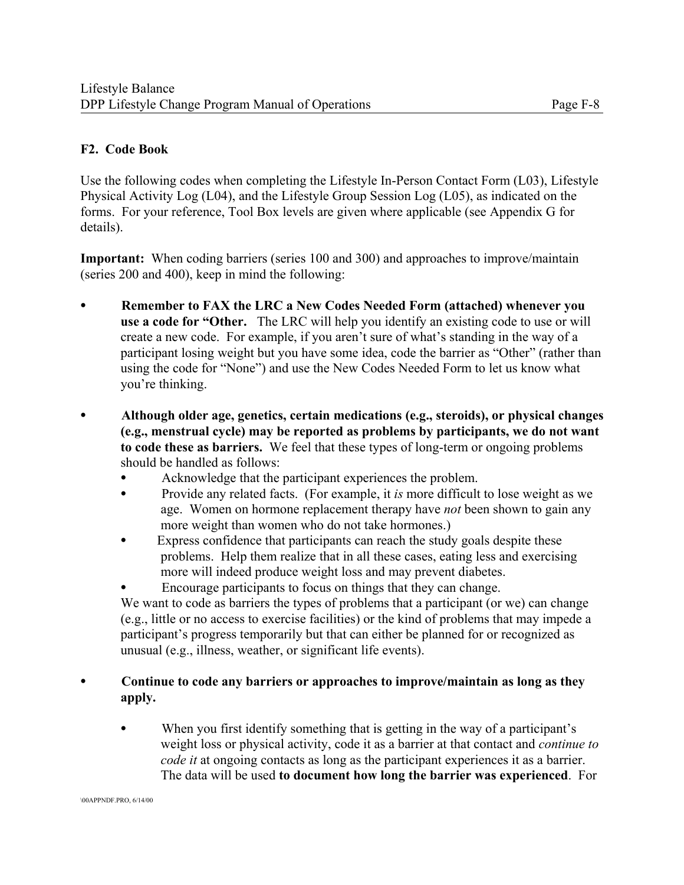## F2. Code Book

Use the following codes when completing the Lifestyle In-Person Contact Form (L03), Lifestyle Physical Activity Log (L04), and the Lifestyle Group Session Log (L05), as indicated on the forms. For your reference, Tool Box levels are given where applicable (see Appendix G for details).

**Important:** When coding barriers (series 100 and 300) and approaches to improve/maintain (series 200 and 400), keep in mind the following:

- **Remember to FAX the LRC a New Codes Needed Form (attached) whenever you use a code for "Other.** The LRC will help you identify an existing code to use or will create a new code. For example, if you aren't sure of what's standing in the way of a participant losing weight but you have some idea, code the barrier as "Other" (rather than using the code for "None") and use the New Codes Needed Form to let us know what you're thinking.

- **Although older age, genetics, certain medications (e.g., steroids), or physical changes (e.g., menstrual cycle) may be reported as problems by participants, we do not want to code these as barriers.** We feel that these types of long-term or ongoing problems should be handled as follows:
  - Acknowledge that the participant experiences the problem.
  - Provide any related facts. (For example, it *is* more difficult to lose weight as we age. Women on hormone replacement therapy have *not* been shown to gain any more weight than women who do not take hormones.)
  - Express confidence that participants can reach the study goals despite these problems. Help them realize that in all these cases, eating less and exercising more will indeed produce weight loss and may prevent diabetes.
  - Encourage participants to focus on things that they can change.

  We want to code as barriers the types of problems that a participant (or we) can change (e.g., little or no access to exercise facilities) or the kind of problems that may impede a participant's progress temporarily but that can either be planned for or recognized as unusual (e.g., illness, weather, or significant life events).

- **Continue to code any barriers or approaches to improve/maintain as long as they apply.**
  - When you first identify something that is getting in the way of a participant's weight loss or physical activity, code it as a barrier at that contact and *continue to code it* at ongoing contacts as long as the participant experiences it as a barrier. The data will be used **to document how long the barrier was experienced**. For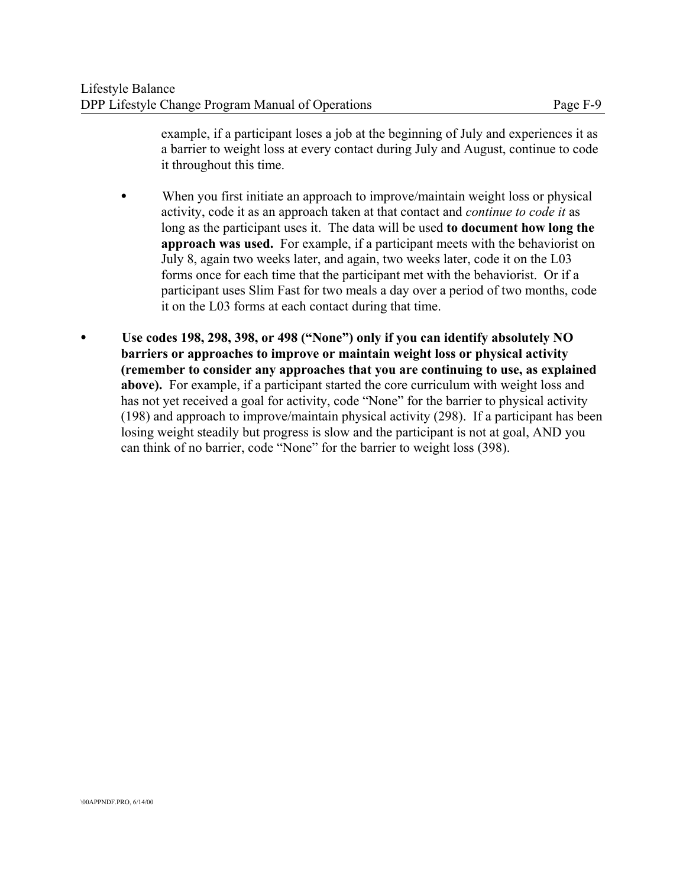example, if a participant loses a job at the beginning of July and experiences it as a barrier to weight loss at every contact during July and August, continue to code it throughout this time.

  - When you first initiate an approach to improve/maintain weight loss or physical activity, code it as an approach taken at that contact and *continue to code it* as long as the participant uses it. The data will be used **to document how long the approach was used.** For example, if a participant meets with the behaviorist on July 8, again two weeks later, and again, two weeks later, code it on the L03 forms once for each time that the participant met with the behaviorist. Or if a participant uses Slim Fast for two meals a day over a period of two months, code it on the L03 forms at each contact during that time.

- **Use codes 198, 298, 398, or 498 ("None") only if you can identify absolutely NO barriers or approaches to improve or maintain weight loss or physical activity (remember to consider any approaches that you are continuing to use, as explained above).** For example, if a participant started the core curriculum with weight loss and has not yet received a goal for activity, code "None" for the barrier to physical activity (198) and approach to improve/maintain physical activity (298). If a participant has been losing weight steadily but progress is slow and the participant is not at goal, AND you can think of no barrier, code "None" for the barrier to weight loss (398).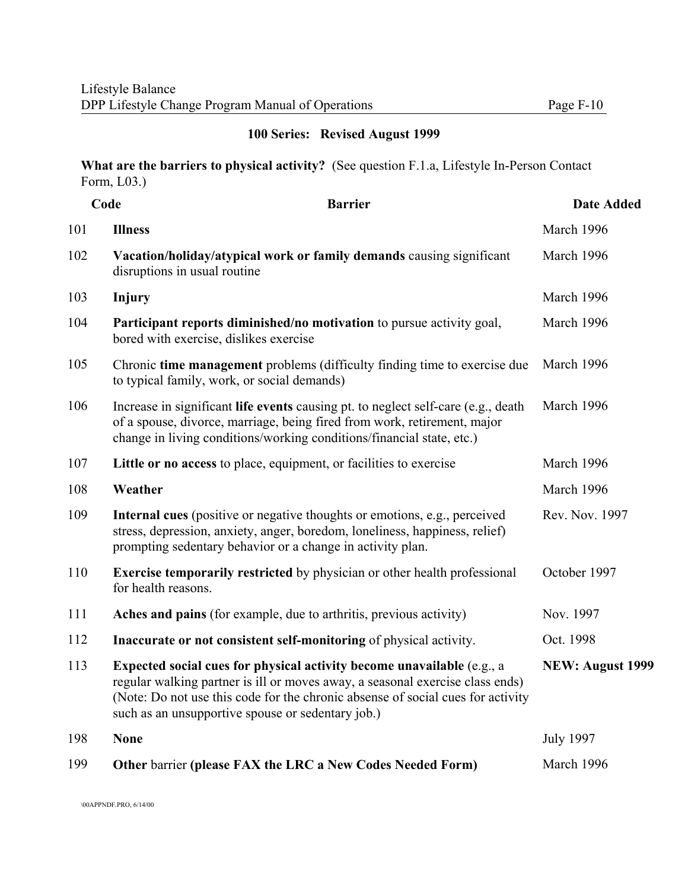## 100 Series: Revised August 1999

**What are the barriers to physical activity?** (See question F.1.a, Lifestyle In-Person Contact Form, L03.)

| Code | Barrier | Date Added |
|---|---|---|
| 101 | **Illness** | March 1996 |
| 102 | **Vacation/holiday/atypical work or family demands** causing significant disruptions in usual routine | March 1996 |
| 103 | **Injury** | March 1996 |
| 104 | **Participant reports diminished/no motivation** to pursue activity goal, bored with exercise, dislikes exercise | March 1996 |
| 105 | Chronic **time management** problems (difficulty finding time to exercise due to typical family, work, or social demands) | March 1996 |
| 106 | Increase in significant **life events** causing pt. to neglect self-care (e.g., death of a spouse, divorce, marriage, being fired from work, retirement, major change in living conditions/working conditions/financial state, etc.) | March 1996 |
| 107 | **Little or no access** to place, equipment, or facilities to exercise | March 1996 |
| 108 | **Weather** | March 1996 |
| 109 | **Internal cues** (positive or negative thoughts or emotions, e.g., perceived stress, depression, anxiety, anger, boredom, loneliness, happiness, relief) prompting sedentary behavior or a change in activity plan. | Rev. Nov. 1997 |
| 110 | **Exercise temporarily restricted** by physician or other health professional for health reasons. | October 1997 |
| 111 | **Aches and pains** (for example, due to arthritis, previous activity) | Nov. 1997 |
| 112 | **Inaccurate or not consistent self-monitoring** of physical activity. | Oct. 1998 |
| 113 | **Expected social cues for physical activity become unavailable** (e.g., a regular walking partner is ill or moves away, a seasonal exercise class ends) (Note: Do not use this code for the chronic absense of social cues for activity such as an unsupportive spouse or sedentary job.) | **NEW: August 1999** |
| 198 | **None** | July 1997 |
| 199 | **Other** barrier **(please FAX the LRC a New Codes Needed Form)** | March 1996 |

\00APPNDF.PRO, 6/14/00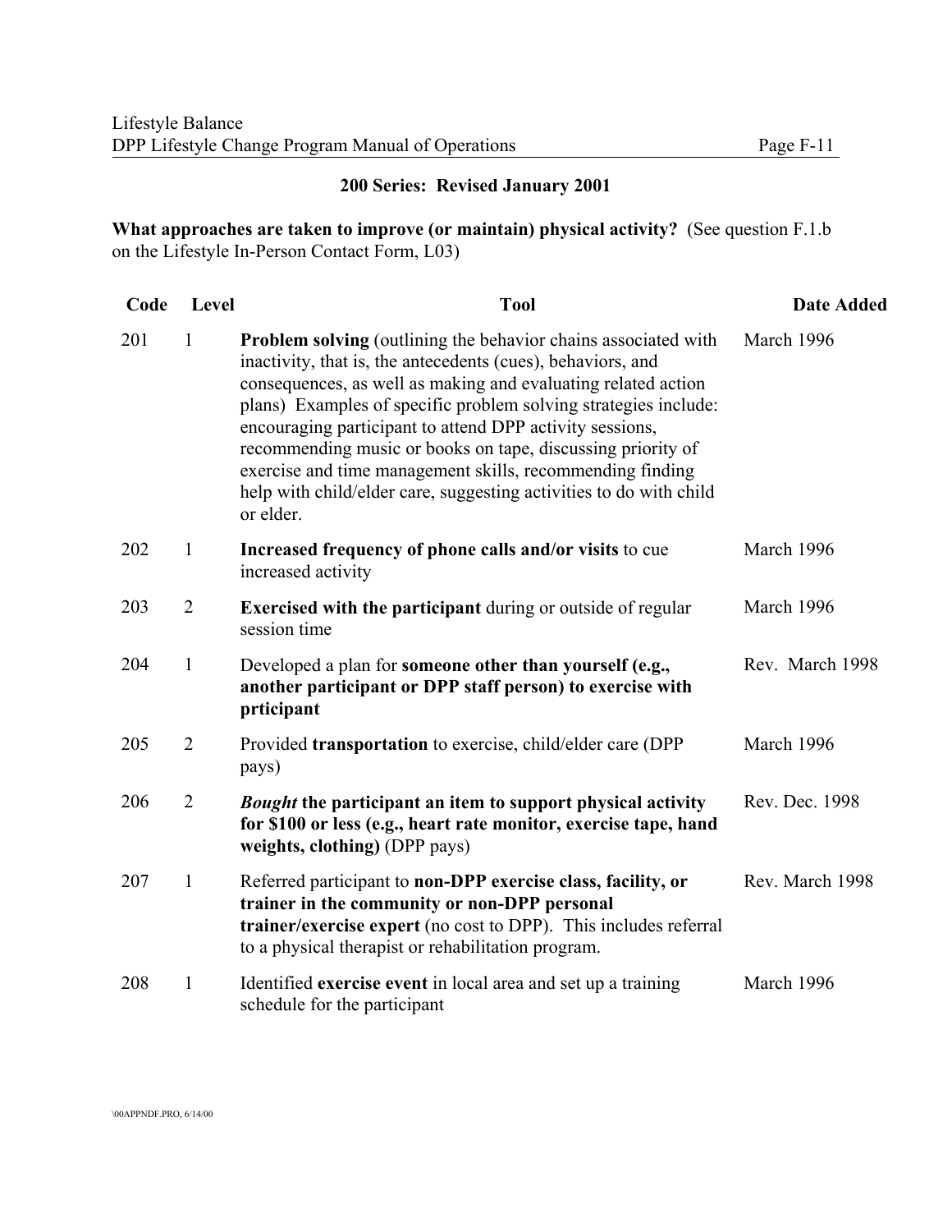**200 Series: Revised January 2001**

**What approaches are taken to improve (or maintain) physical activity?** (See question F.1.b on the Lifestyle In-Person Contact Form, L03)

| Code | Level | Tool | Date Added |
|---|---|---|---|
| 201 | 1 | **Problem solving** (outlining the behavior chains associated with inactivity, that is, the antecedents (cues), behaviors, and consequences, as well as making and evaluating related action plans) Examples of specific problem solving strategies include: encouraging participant to attend DPP activity sessions, recommending music or books on tape, discussing priority of exercise and time management skills, recommending finding help with child/elder care, suggesting activities to do with child or elder. | March 1996 |
| 202 | 1 | **Increased frequency of phone calls and/or visits** to cue increased activity | March 1996 |
| 203 | 2 | **Exercised with the participant** during or outside of regular session time | March 1996 |
| 204 | 1 | Developed a plan for **someone other than yourself (e.g., another participant or DPP staff person) to exercise with prticipant** | Rev. March 1998 |
| 205 | 2 | Provided **transportation** to exercise, child/elder care (DPP pays) | March 1996 |
| 206 | 2 | ***Bought*** **the participant an item to support physical activity for $100 or less (e.g., heart rate monitor, exercise tape, hand weights, clothing)** (DPP pays) | Rev. Dec. 1998 |
| 207 | 1 | Referred participant to **non-DPP exercise class, facility, or trainer in the community or non-DPP personal trainer/exercise expert** (no cost to DPP). This includes referral to a physical therapist or rehabilitation program. | Rev. March 1998 |
| 208 | 1 | Identified **exercise event** in local area and set up a training schedule for the participant | March 1996 |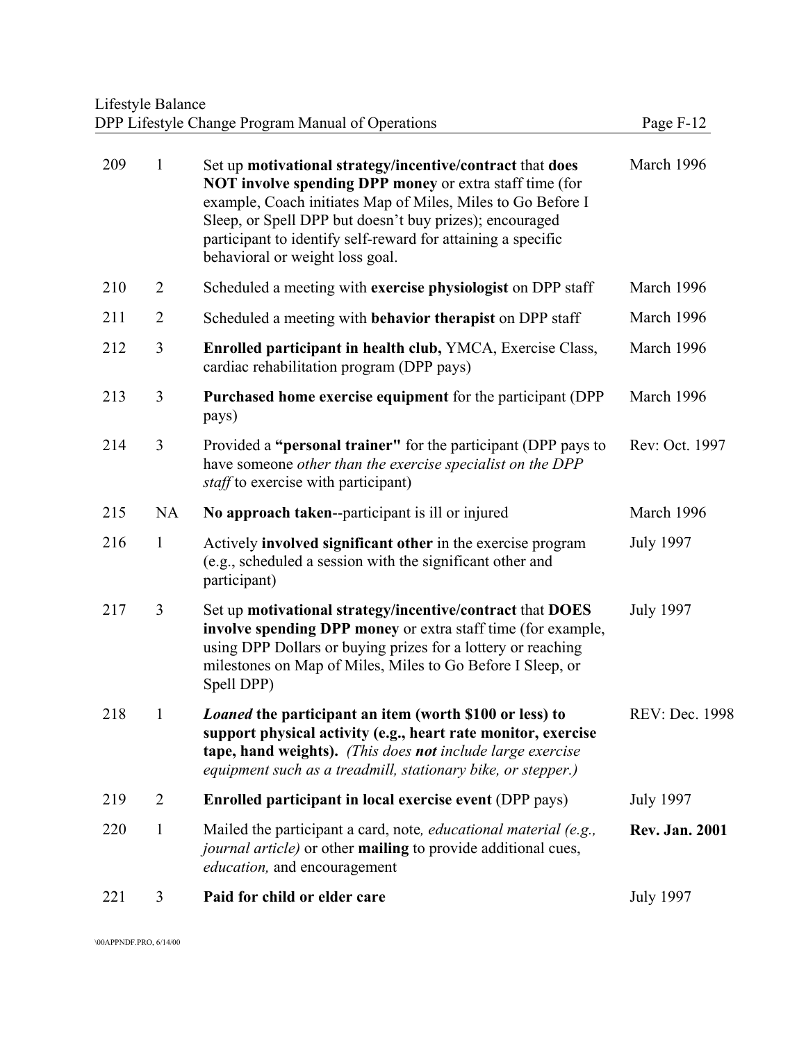| | | | |
|---|---|---|---|
| 209 | 1 | Set up **motivational strategy/incentive/contract** that **does NOT involve spending DPP money** or extra staff time (for example, Coach initiates Map of Miles, Miles to Go Before I Sleep, or Spell DPP but doesn't buy prizes); encouraged participant to identify self-reward for attaining a specific behavioral or weight loss goal. | March 1996 |
| 210 | 2 | Scheduled a meeting with **exercise physiologist** on DPP staff | March 1996 |
| 211 | 2 | Scheduled a meeting with **behavior therapist** on DPP staff | March 1996 |
| 212 | 3 | **Enrolled participant in health club,** YMCA, Exercise Class, cardiac rehabilitation program (DPP pays) | March 1996 |
| 213 | 3 | **Purchased home exercise equipment** for the participant (DPP pays) | March 1996 |
| 214 | 3 | Provided a **"personal trainer"** for the participant (DPP pays to have someone *other than the exercise specialist on the DPP staff* to exercise with participant) | Rev: Oct. 1997 |
| 215 | NA | **No approach taken**--participant is ill or injured | March 1996 |
| 216 | 1 | Actively **involved significant other** in the exercise program (e.g., scheduled a session with the significant other and participant) | July 1997 |
| 217 | 3 | Set up **motivational strategy/incentive/contract** that **DOES involve spending DPP money** or extra staff time (for example, using DPP Dollars or buying prizes for a lottery or reaching milestones on Map of Miles, Miles to Go Before I Sleep, or Spell DPP) | July 1997 |
| 218 | 1 | ***Loaned* the participant an item (worth $100 or less) to support physical activity (e.g., heart rate monitor, exercise tape, hand weights).** *(This does **not** include large exercise equipment such as a treadmill, stationary bike, or stepper.)* | REV: Dec. 1998 |
| 219 | 2 | **Enrolled participant in local exercise event** (DPP pays) | July 1997 |
| 220 | 1 | Mailed the participant a card, note, *educational material (e.g., journal article)* or other **mailing** to provide additional cues, *education,* and encouragement | **Rev. Jan. 2001** |
| 221 | 3 | **Paid for child or elder care** | July 1997 |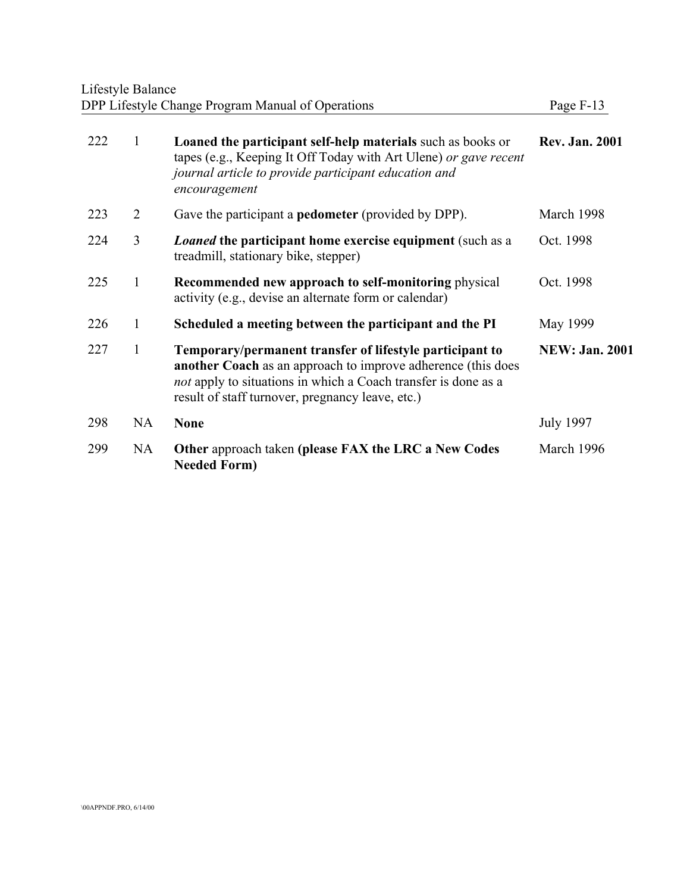| | | | |
|---|---|---|---|
| 222 | 1 | **Loaned the participant self-help materials** such as books or tapes (e.g., Keeping It Off Today with Art Ulene) *or gave recent journal article to provide participant education and encouragement* | **Rev. Jan. 2001** |
| 223 | 2 | Gave the participant a **pedometer** (provided by DPP). | March 1998 |
| 224 | 3 | ***Loaned*** **the participant home exercise equipment** (such as a treadmill, stationary bike, stepper) | Oct. 1998 |
| 225 | 1 | **Recommended new approach to self-monitoring** physical activity (e.g., devise an alternate form or calendar) | Oct. 1998 |
| 226 | 1 | **Scheduled a meeting between the participant and the PI** | May 1999 |
| 227 | 1 | **Temporary/permanent transfer of lifestyle participant to another Coach** as an approach to improve adherence (this does *not* apply to situations in which a Coach transfer is done as a result of staff turnover, pregnancy leave, etc.) | **NEW: Jan. 2001** |
| 298 | NA | **None** | July 1997 |
| 299 | NA | **Other** approach taken **(please FAX the LRC a New Codes Needed Form)** | March 1996 |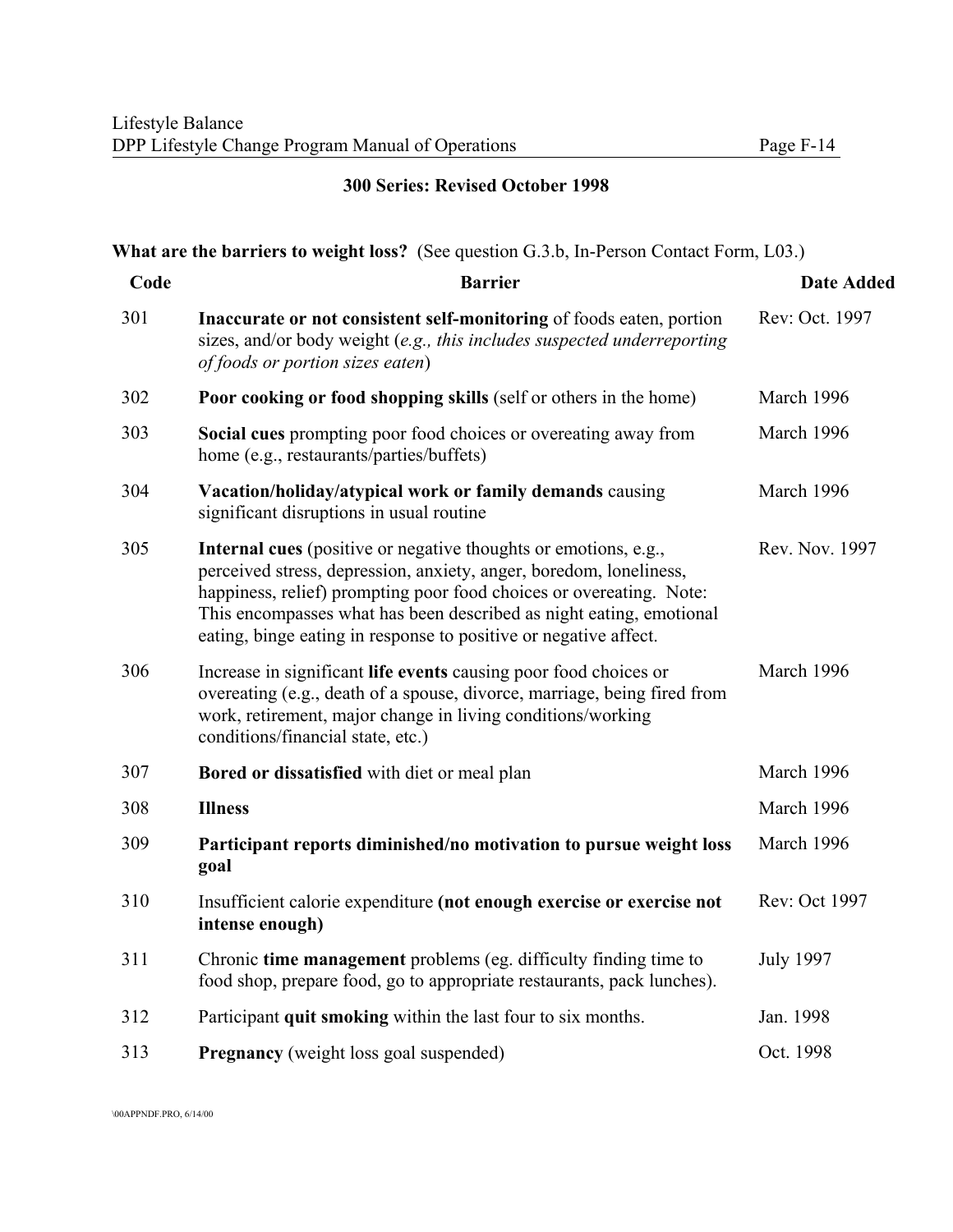## 300 Series: Revised October 1998

**What are the barriers to weight loss?** (See question G.3.b, In-Person Contact Form, L03.)

| Code | Barrier | Date Added |
|---|---|---|
| 301 | **Inaccurate or not consistent self-monitoring** of foods eaten, portion sizes, and/or body weight (*e.g., this includes suspected underreporting of foods or portion sizes eaten*) | Rev: Oct. 1997 |
| 302 | **Poor cooking or food shopping skills** (self or others in the home) | March 1996 |
| 303 | **Social cues** prompting poor food choices or overeating away from home (e.g., restaurants/parties/buffets) | March 1996 |
| 304 | **Vacation/holiday/atypical work or family demands** causing significant disruptions in usual routine | March 1996 |
| 305 | **Internal cues** (positive or negative thoughts or emotions, e.g., perceived stress, depression, anxiety, anger, boredom, loneliness, happiness, relief) prompting poor food choices or overeating. Note: This encompasses what has been described as night eating, emotional eating, binge eating in response to positive or negative affect. | Rev. Nov. 1997 |
| 306 | Increase in significant **life events** causing poor food choices or overeating (e.g., death of a spouse, divorce, marriage, being fired from work, retirement, major change in living conditions/working conditions/financial state, etc.) | March 1996 |
| 307 | **Bored or dissatisfied** with diet or meal plan | March 1996 |
| 308 | **Illness** | March 1996 |
| 309 | **Participant reports diminished/no motivation to pursue weight loss goal** | March 1996 |
| 310 | Insufficient calorie expenditure **(not enough exercise or exercise not intense enough)** | Rev: Oct 1997 |
| 311 | Chronic **time management** problems (eg. difficulty finding time to food shop, prepare food, go to appropriate restaurants, pack lunches). | July 1997 |
| 312 | Participant **quit smoking** within the last four to six months. | Jan. 1998 |
| 313 | **Pregnancy** (weight loss goal suspended) | Oct. 1998 |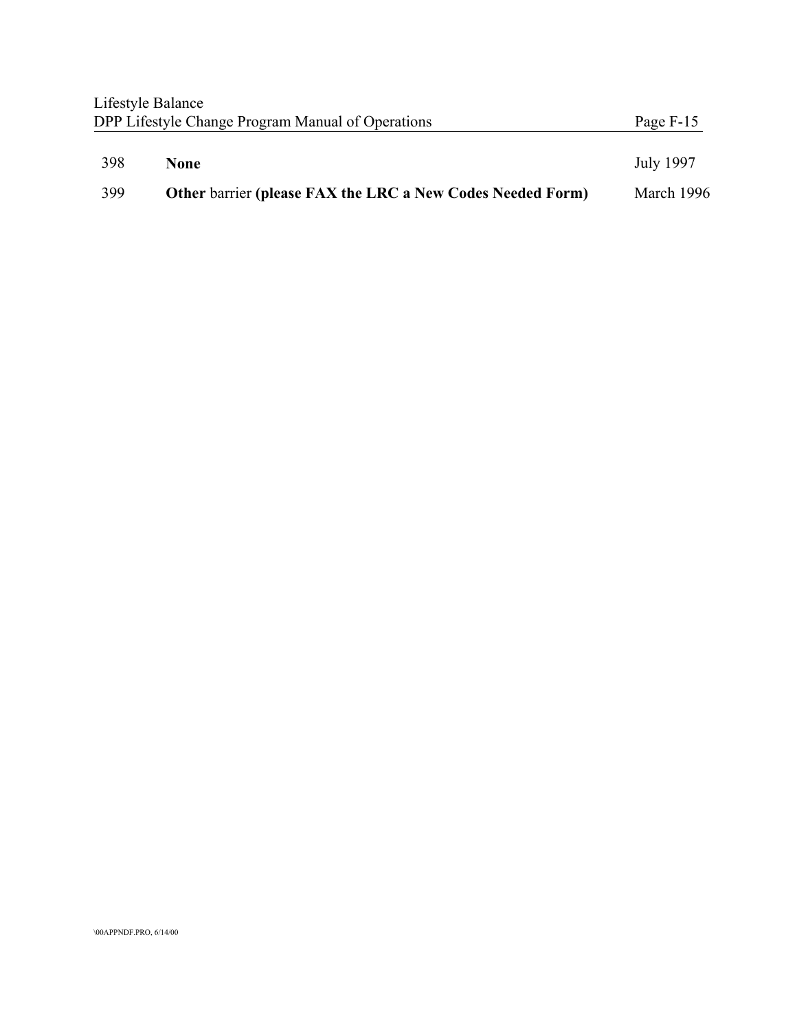| | | |
|---|---|---|
| 398 | **None** | July 1997 |
| 399 | **Other** barrier **(please FAX the LRC a New Codes Needed Form)** | March 1996 |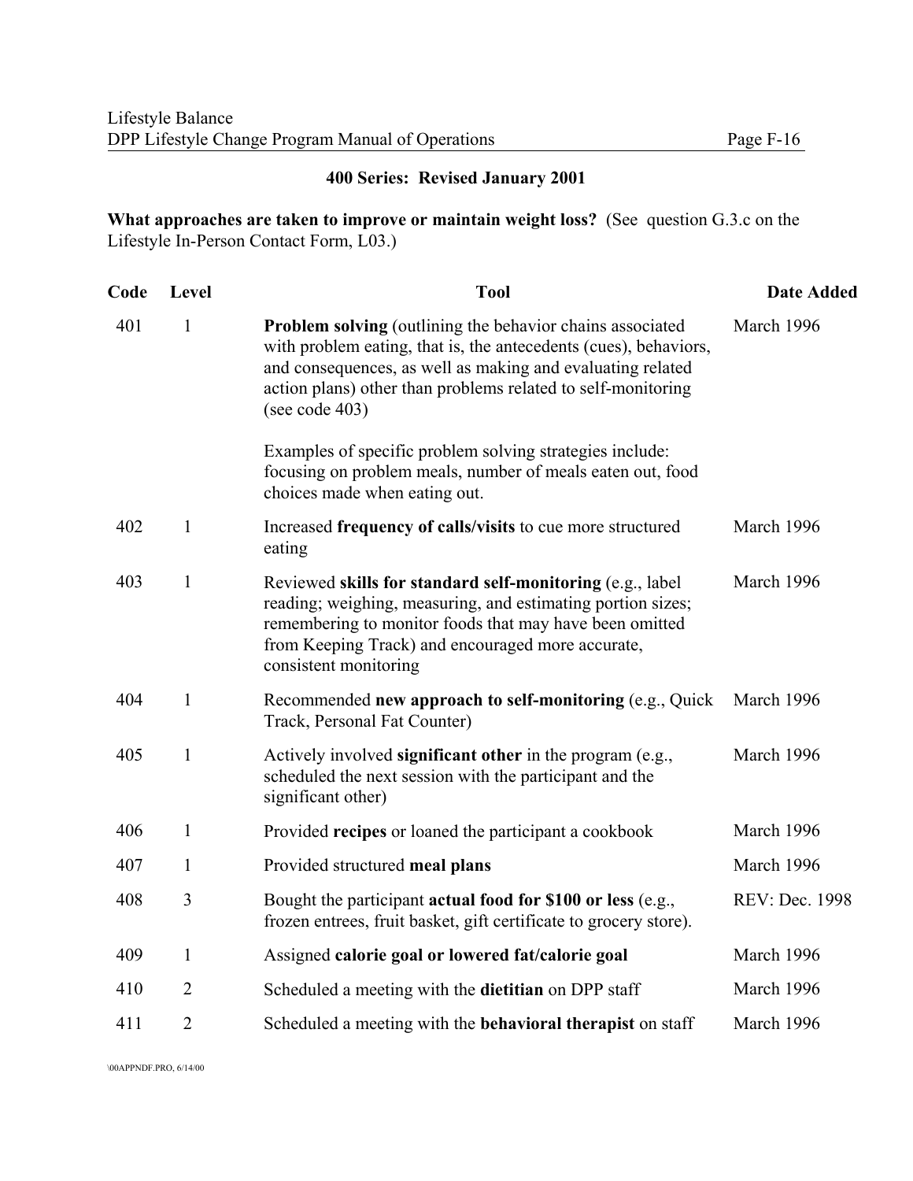**400 Series: Revised January 2001**

**What approaches are taken to improve or maintain weight loss?** (See question G.3.c on the Lifestyle In-Person Contact Form, L03.)

| Code | Level | Tool | Date Added |
|---|---|---|---|
| 401 | 1 | **Problem solving** (outlining the behavior chains associated with problem eating, that is, the antecedents (cues), behaviors, and consequences, as well as making and evaluating related action plans) other than problems related to self-monitoring (see code 403)<br><br>Examples of specific problem solving strategies include: focusing on problem meals, number of meals eaten out, food choices made when eating out. | March 1996 |
| 402 | 1 | Increased **frequency of calls/visits** to cue more structured eating | March 1996 |
| 403 | 1 | Reviewed **skills for standard self-monitoring** (e.g., label reading; weighing, measuring, and estimating portion sizes; remembering to monitor foods that may have been omitted from Keeping Track) and encouraged more accurate, consistent monitoring | March 1996 |
| 404 | 1 | Recommended **new approach to self-monitoring** (e.g., Quick Track, Personal Fat Counter) | March 1996 |
| 405 | 1 | Actively involved **significant other** in the program (e.g., scheduled the next session with the participant and the significant other) | March 1996 |
| 406 | 1 | Provided **recipes** or loaned the participant a cookbook | March 1996 |
| 407 | 1 | Provided structured **meal plans** | March 1996 |
| 408 | 3 | Bought the participant **actual food for $100 or less** (e.g., frozen entrees, fruit basket, gift certificate to grocery store). | REV: Dec. 1998 |
| 409 | 1 | Assigned **calorie goal or lowered fat/calorie goal** | March 1996 |
| 410 | 2 | Scheduled a meeting with the **dietitian** on DPP staff | March 1996 |
| 411 | 2 | Scheduled a meeting with the **behavioral therapist** on staff | March 1996 |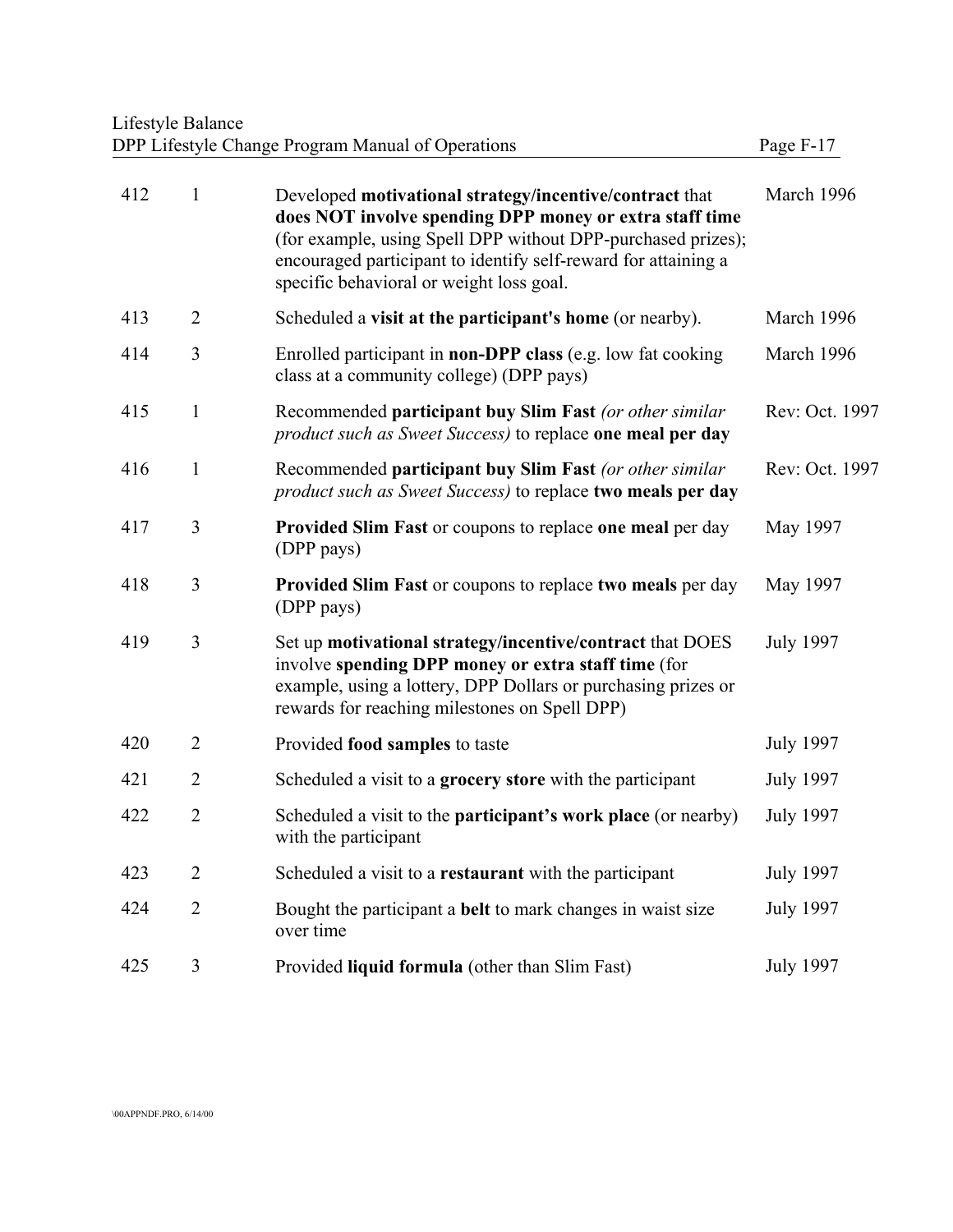| | | | |
|---|---|---|---|
| 412 | 1 | Developed **motivational strategy/incentive/contract** that **does NOT involve spending DPP money or extra staff time** (for example, using Spell DPP without DPP-purchased prizes); encouraged participant to identify self-reward for attaining a specific behavioral or weight loss goal. | March 1996 |
| 413 | 2 | Scheduled a **visit at the participant's home** (or nearby). | March 1996 |
| 414 | 3 | Enrolled participant in **non-DPP class** (e.g. low fat cooking class at a community college) (DPP pays) | March 1996 |
| 415 | 1 | Recommended **participant buy Slim Fast** *(or other similar product such as Sweet Success)* to replace **one meal per day** | Rev: Oct. 1997 |
| 416 | 1 | Recommended **participant buy Slim Fast** *(or other similar product such as Sweet Success)* to replace **two meals per day** | Rev: Oct. 1997 |
| 417 | 3 | **Provided Slim Fast** or coupons to replace **one meal** per day (DPP pays) | May 1997 |
| 418 | 3 | **Provided Slim Fast** or coupons to replace **two meals** per day (DPP pays) | May 1997 |
| 419 | 3 | Set up **motivational strategy/incentive/contract** that DOES involve **spending DPP money or extra staff time** (for example, using a lottery, DPP Dollars or purchasing prizes or rewards for reaching milestones on Spell DPP) | July 1997 |
| 420 | 2 | Provided **food samples** to taste | July 1997 |
| 421 | 2 | Scheduled a visit to a **grocery store** with the participant | July 1997 |
| 422 | 2 | Scheduled a visit to the **participant's work place** (or nearby) with the participant | July 1997 |
| 423 | 2 | Scheduled a visit to a **restaurant** with the participant | July 1997 |
| 424 | 2 | Bought the participant a **belt** to mark changes in waist size over time | July 1997 |
| 425 | 3 | Provided **liquid formula** (other than Slim Fast) | July 1997 |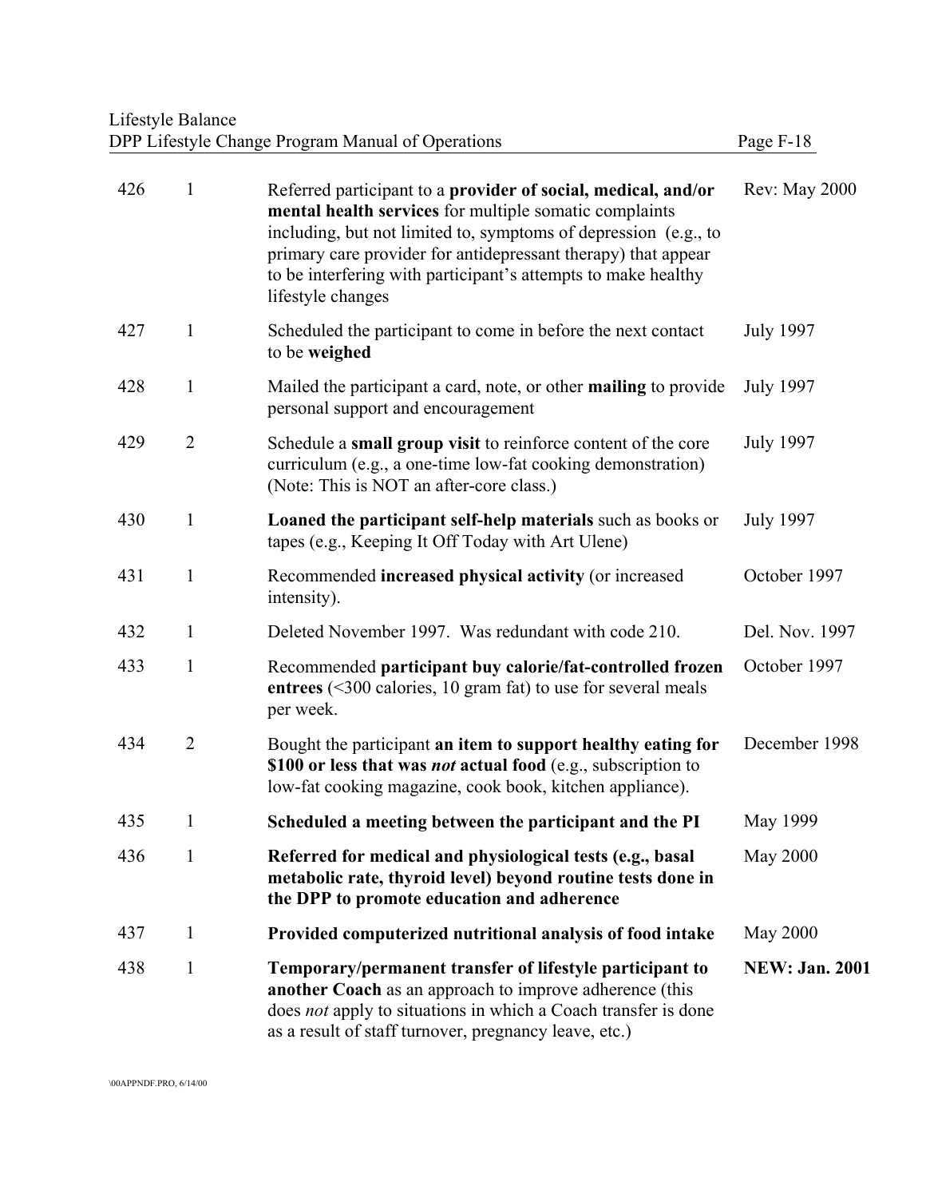| | | | |
|---|---|---|---|
| 426 | 1 | Referred participant to a **provider of social, medical, and/or mental health services** for multiple somatic complaints including, but not limited to, symptoms of depression (e.g., to primary care provider for antidepressant therapy) that appear to be interfering with participant's attempts to make healthy lifestyle changes | Rev: May 2000 |
| 427 | 1 | Scheduled the participant to come in before the next contact to be **weighed** | July 1997 |
| 428 | 1 | Mailed the participant a card, note, or other **mailing** to provide personal support and encouragement | July 1997 |
| 429 | 2 | Schedule a **small group visit** to reinforce content of the core curriculum (e.g., a one-time low-fat cooking demonstration) (Note: This is NOT an after-core class.) | July 1997 |
| 430 | 1 | **Loaned the participant self-help materials** such as books or tapes (e.g., Keeping It Off Today with Art Ulene) | July 1997 |
| 431 | 1 | Recommended **increased physical activity** (or increased intensity). | October 1997 |
| 432 | 1 | Deleted November 1997. Was redundant with code 210. | Del. Nov. 1997 |
| 433 | 1 | Recommended **participant buy calorie/fat-controlled frozen entrees** (<300 calories, 10 gram fat) to use for several meals per week. | October 1997 |
| 434 | 2 | Bought the participant **an item to support healthy eating for $100 or less that was *not* actual food** (e.g., subscription to low-fat cooking magazine, cook book, kitchen appliance). | December 1998 |
| 435 | 1 | **Scheduled a meeting between the participant and the PI** | May 1999 |
| 436 | 1 | **Referred for medical and physiological tests (e.g., basal metabolic rate, thyroid level) beyond routine tests done in the DPP to promote education and adherence** | May 2000 |
| 437 | 1 | **Provided computerized nutritional analysis of food intake** | May 2000 |
| 438 | 1 | **Temporary/permanent transfer of lifestyle participant to another Coach** as an approach to improve adherence (this does *not* apply to situations in which a Coach transfer is done as a result of staff turnover, pregnancy leave, etc.) | **NEW: Jan. 2001** |

\00APPNDF.PRO, 6/14/00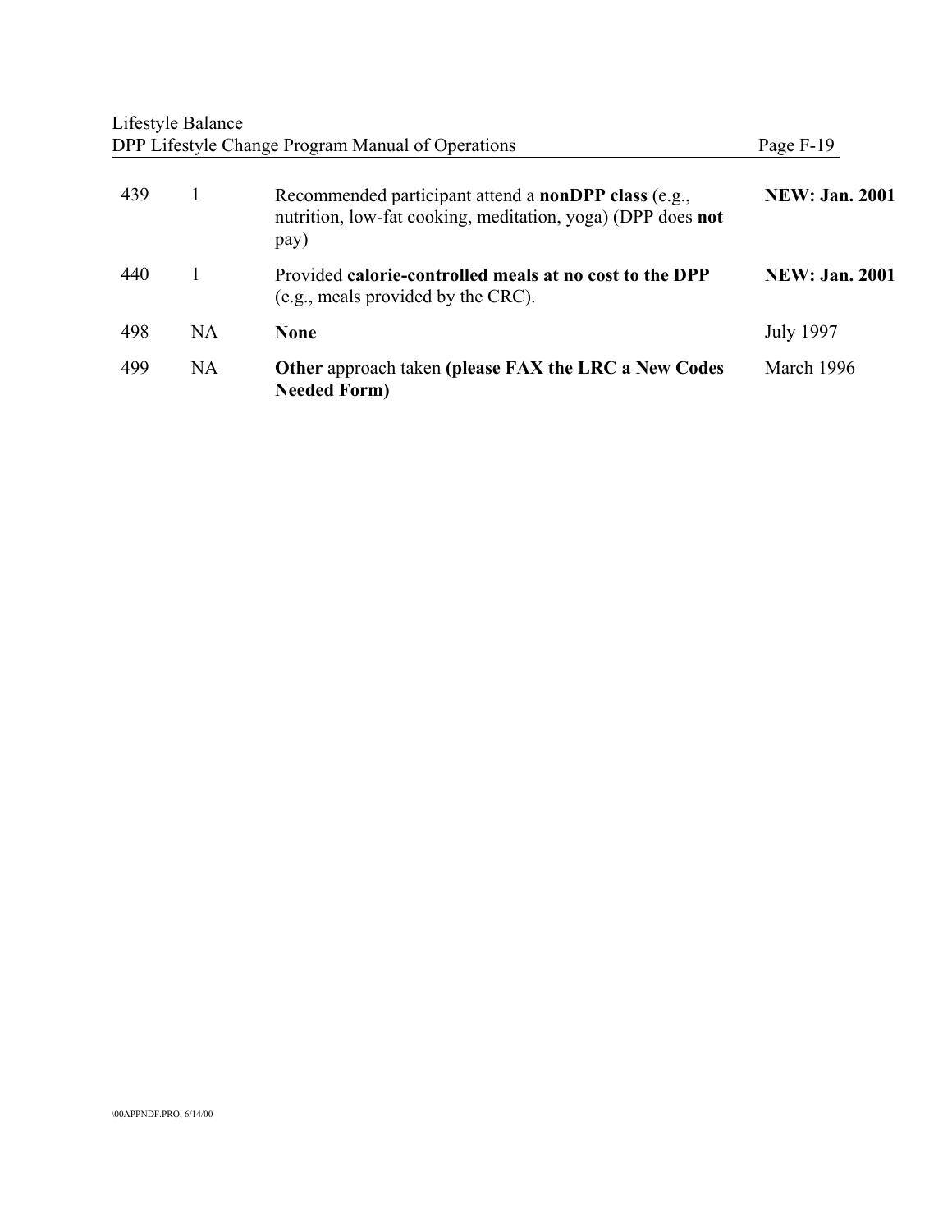| | | | |
|---|---|---|---|
| 439 | 1 | Recommended participant attend a **nonDPP class** (e.g., nutrition, low-fat cooking, meditation, yoga) (DPP does **not** pay) | **NEW: Jan. 2001** |
| 440 | 1 | Provided **calorie-controlled meals at no cost to the DPP** (e.g., meals provided by the CRC). | **NEW: Jan. 2001** |
| 498 | NA | **None** | July 1997 |
| 499 | NA | **Other** approach taken **(please FAX the LRC a New Codes Needed Form)** | March 1996 |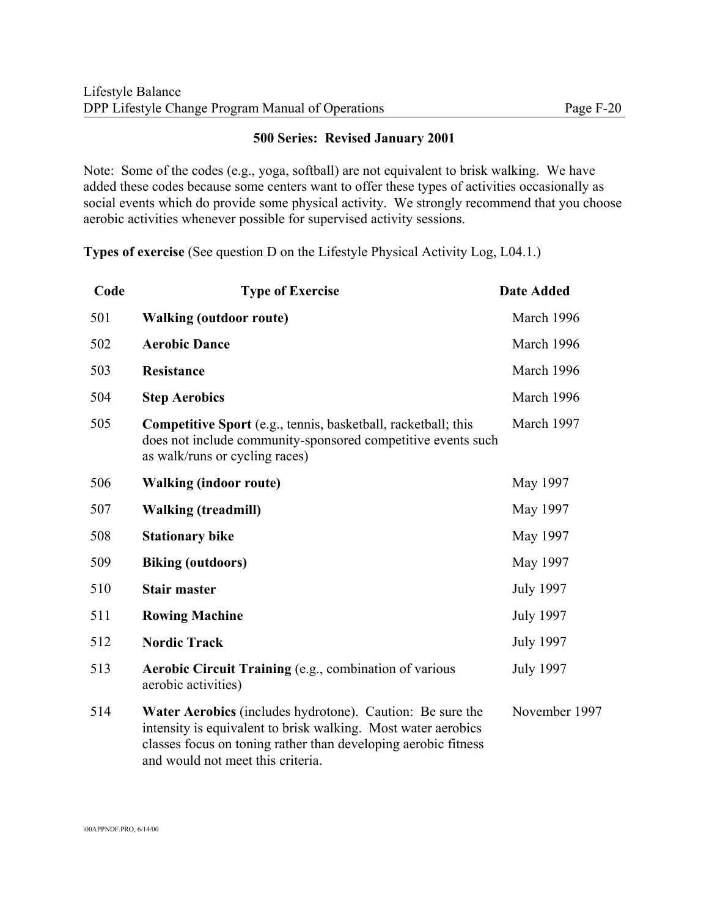**500 Series: Revised January 2001**

Note: Some of the codes (e.g., yoga, softball) are not equivalent to brisk walking. We have added these codes because some centers want to offer these types of activities occasionally as social events which do provide some physical activity. We strongly recommend that you choose aerobic activities whenever possible for supervised activity sessions.

**Types of exercise** (See question D on the Lifestyle Physical Activity Log, L04.1.)

| Code | Type of Exercise | Date Added |
|---|---|---|
| 501 | **Walking (outdoor route)** | March 1996 |
| 502 | **Aerobic Dance** | March 1996 |
| 503 | **Resistance** | March 1996 |
| 504 | **Step Aerobics** | March 1996 |
| 505 | **Competitive Sport** (e.g., tennis, basketball, racketball; this does not include community-sponsored competitive events such as walk/runs or cycling races) | March 1997 |
| 506 | **Walking (indoor route)** | May 1997 |
| 507 | **Walking (treadmill)** | May 1997 |
| 508 | **Stationary bike** | May 1997 |
| 509 | **Biking (outdoors)** | May 1997 |
| 510 | **Stair master** | July 1997 |
| 511 | **Rowing Machine** | July 1997 |
| 512 | **Nordic Track** | July 1997 |
| 513 | **Aerobic Circuit Training** (e.g., combination of various aerobic activities) | July 1997 |
| 514 | **Water Aerobics** (includes hydrotone). Caution: Be sure the intensity is equivalent to brisk walking. Most water aerobics classes focus on toning rather than developing aerobic fitness and would not meet this criteria. | November 1997 |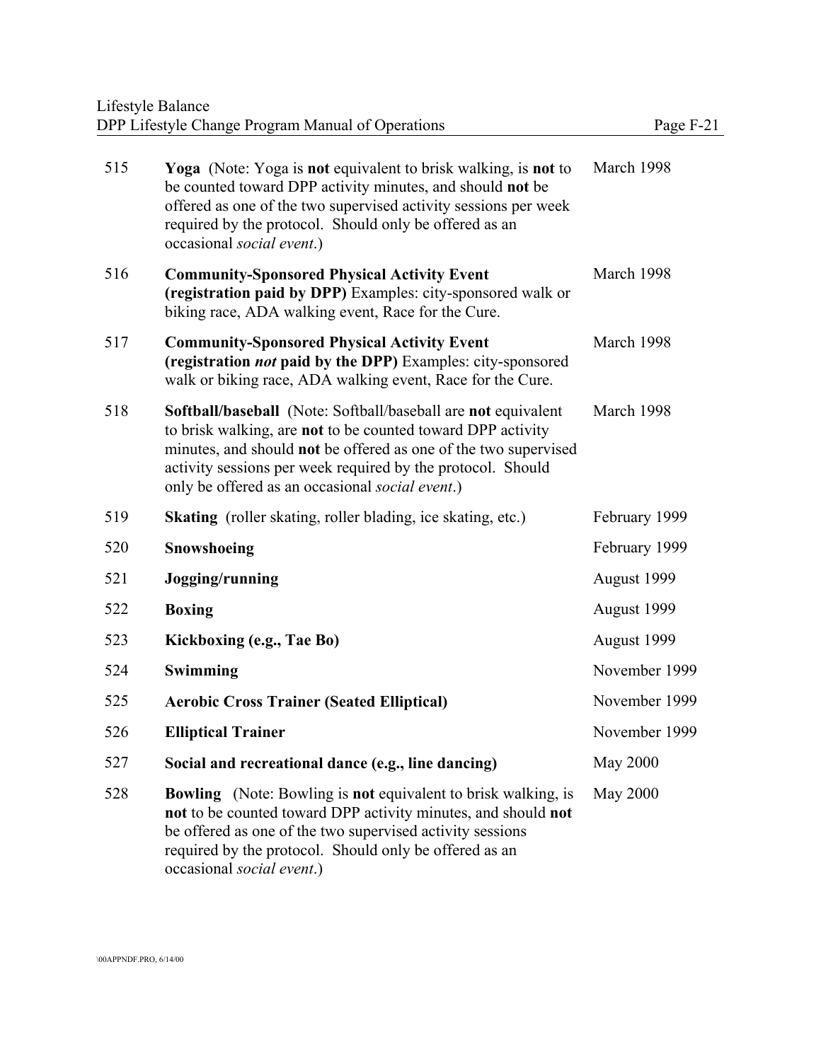| | | |
|---|---|---|
| 515 | **Yoga** (Note: Yoga is **not** equivalent to brisk walking, is **not** to be counted toward DPP activity minutes, and should **not** be offered as one of the two supervised activity sessions per week required by the protocol. Should only be offered as an occasional *social event*.) | March 1998 |
| 516 | **Community-Sponsored Physical Activity Event (registration paid by DPP)** Examples: city-sponsored walk or biking race, ADA walking event, Race for the Cure. | March 1998 |
| 517 | **Community-Sponsored Physical Activity Event (registration *not* paid by the DPP)** Examples: city-sponsored walk or biking race, ADA walking event, Race for the Cure. | March 1998 |
| 518 | **Softball/baseball** (Note: Softball/baseball are **not** equivalent to brisk walking, are **not** to be counted toward DPP activity minutes, and should **not** be offered as one of the two supervised activity sessions per week required by the protocol. Should only be offered as an occasional *social event*.) | March 1998 |
| 519 | **Skating** (roller skating, roller blading, ice skating, etc.) | February 1999 |
| 520 | **Snowshoeing** | February 1999 |
| 521 | **Jogging/running** | August 1999 |
| 522 | **Boxing** | August 1999 |
| 523 | **Kickboxing (e.g., Tae Bo)** | August 1999 |
| 524 | **Swimming** | November 1999 |
| 525 | **Aerobic Cross Trainer (Seated Elliptical)** | November 1999 |
| 526 | **Elliptical Trainer** | November 1999 |
| 527 | **Social and recreational dance (e.g., line dancing)** | May 2000 |
| 528 | **Bowling** (Note: Bowling is **not** equivalent to brisk walking, is **not** to be counted toward DPP activity minutes, and should **not** be offered as one of the two supervised activity sessions required by the protocol. Should only be offered as an occasional *social event*.) | May 2000 |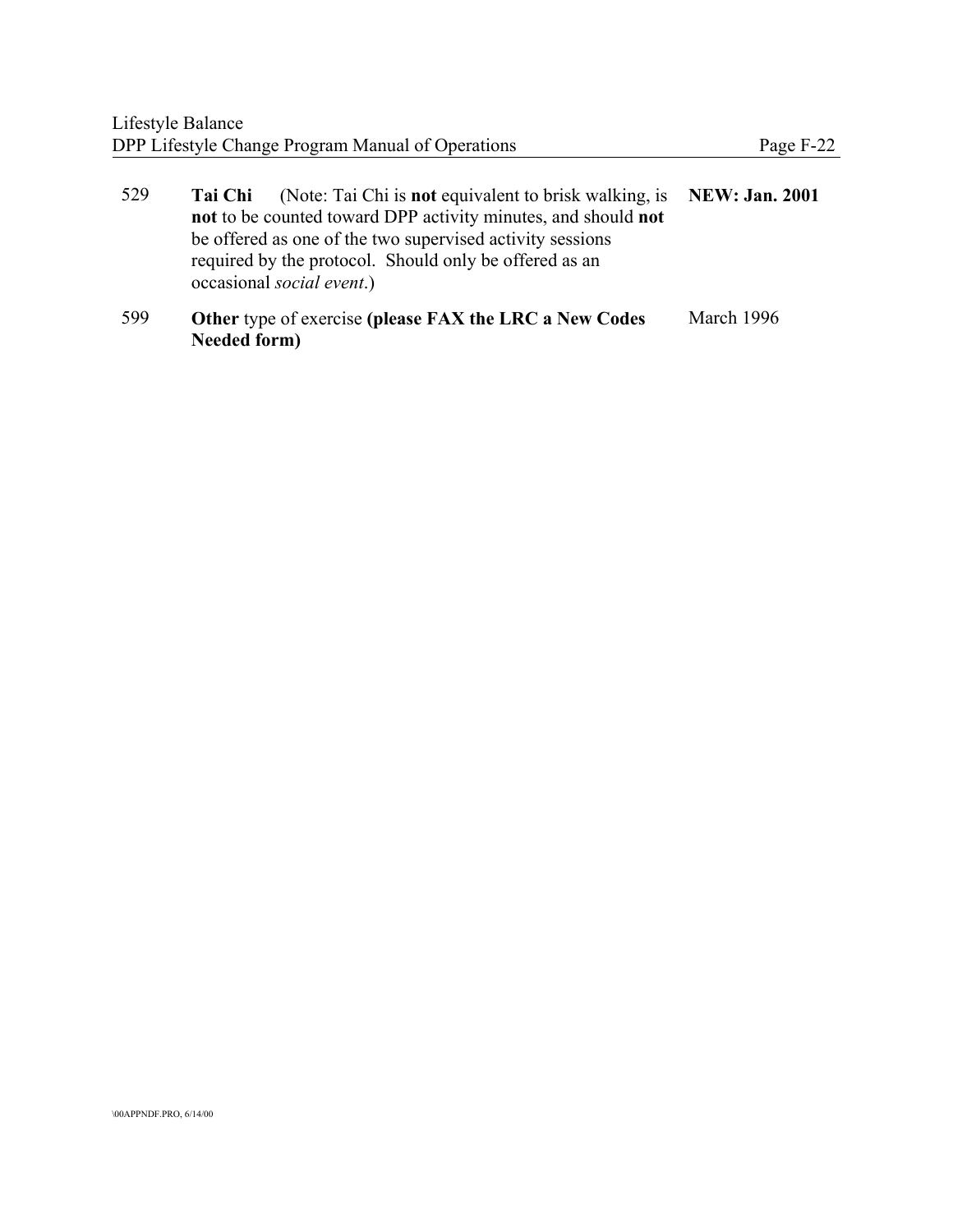| | | |
|---|---|---|
| 529 | **Tai Chi** (Note: Tai Chi is **not** equivalent to brisk walking, is **not** to be counted toward DPP activity minutes, and should **not** be offered as one of the two supervised activity sessions required by the protocol. Should only be offered as an occasional *social event*.) | **NEW: Jan. 2001** |
| 599 | **Other** type of exercise **(please FAX the LRC a New Codes Needed form)** | March 1996 |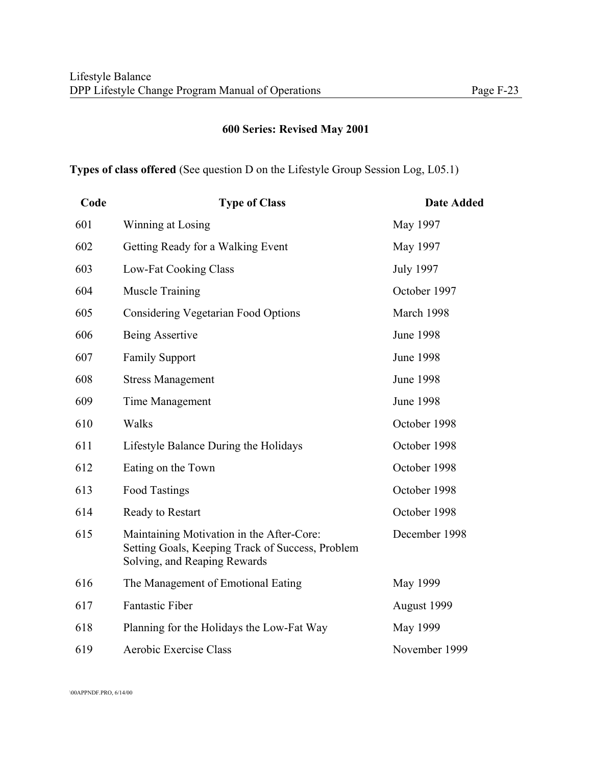## 600 Series: Revised May 2001

**Types of class offered** (See question D on the Lifestyle Group Session Log, L05.1)

| Code | Type of Class | Date Added |
|---|---|---|
| 601 | Winning at Losing | May 1997 |
| 602 | Getting Ready for a Walking Event | May 1997 |
| 603 | Low-Fat Cooking Class | July 1997 |
| 604 | Muscle Training | October 1997 |
| 605 | Considering Vegetarian Food Options | March 1998 |
| 606 | Being Assertive | June 1998 |
| 607 | Family Support | June 1998 |
| 608 | Stress Management | June 1998 |
| 609 | Time Management | June 1998 |
| 610 | Walks | October 1998 |
| 611 | Lifestyle Balance During the Holidays | October 1998 |
| 612 | Eating on the Town | October 1998 |
| 613 | Food Tastings | October 1998 |
| 614 | Ready to Restart | October 1998 |
| 615 | Maintaining Motivation in the After-Core: Setting Goals, Keeping Track of Success, Problem Solving, and Reaping Rewards | December 1998 |
| 616 | The Management of Emotional Eating | May 1999 |
| 617 | Fantastic Fiber | August 1999 |
| 618 | Planning for the Holidays the Low-Fat Way | May 1999 |
| 619 | Aerobic Exercise Class | November 1999 |

\00APPNDF.PRO, 6/14/00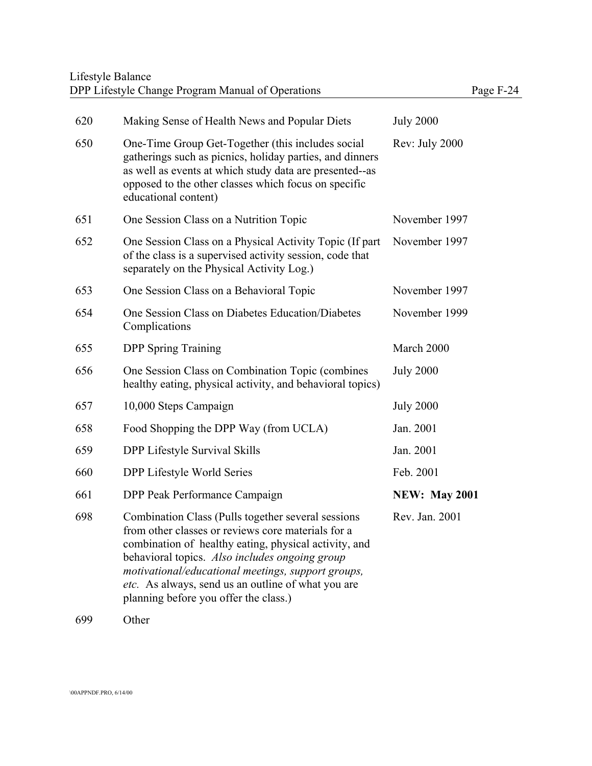| | | |
|---|---|---|
| 620 | Making Sense of Health News and Popular Diets | July 2000 |
| 650 | One-Time Group Get-Together (this includes social gatherings such as picnics, holiday parties, and dinners as well as events at which study data are presented--as opposed to the other classes which focus on specific educational content) | Rev: July 2000 |
| 651 | One Session Class on a Nutrition Topic | November 1997 |
| 652 | One Session Class on a Physical Activity Topic (If part of the class is a supervised activity session, code that separately on the Physical Activity Log.) | November 1997 |
| 653 | One Session Class on a Behavioral Topic | November 1997 |
| 654 | One Session Class on Diabetes Education/Diabetes Complications | November 1999 |
| 655 | DPP Spring Training | March 2000 |
| 656 | One Session Class on Combination Topic (combines healthy eating, physical activity, and behavioral topics) | July 2000 |
| 657 | 10,000 Steps Campaign | July 2000 |
| 658 | Food Shopping the DPP Way (from UCLA) | Jan. 2001 |
| 659 | DPP Lifestyle Survival Skills | Jan. 2001 |
| 660 | DPP Lifestyle World Series | Feb. 2001 |
| 661 | DPP Peak Performance Campaign | **NEW: May 2001** |
| 698 | Combination Class (Pulls together several sessions from other classes or reviews core materials for a combination of healthy eating, physical activity, and behavioral topics. *Also includes ongoing group motivational/educational meetings, support groups, etc.* As always, send us an outline of what you are planning before you offer the class.) | Rev. Jan. 2001 |
| 699 | Other | |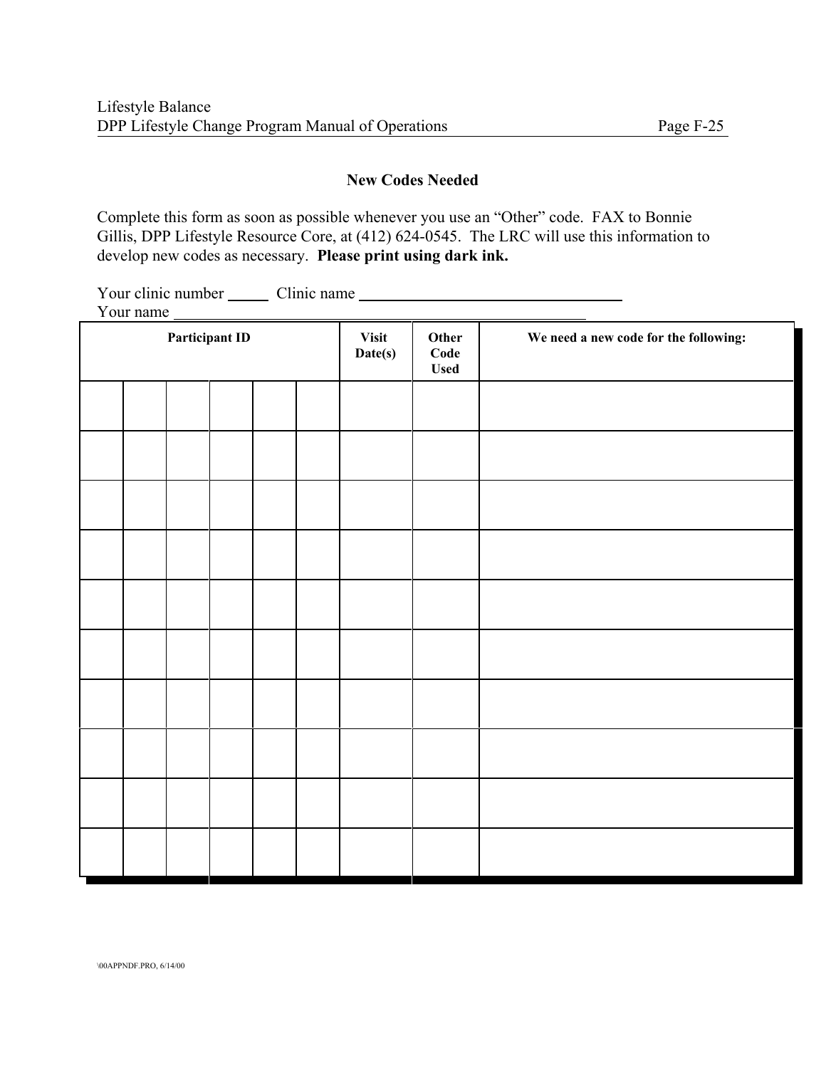## New Codes Needed

Complete this form as soon as possible whenever you use an "Other" code. FAX to Bonnie Gillis, DPP Lifestyle Resource Core, at (412) 624-0545. The LRC will use this information to develop new codes as necessary. **Please print using dark ink.**

Your clinic number _____ Clinic name ________________________________

Your name ________________________________________________________

| Participant ID | | | | | | Visit Date(s) | Other Code Used | We need a new code for the following: |
|---|---|---|---|---|---|---|---|---|
| | | | | | | | | |
| | | | | | | | | |
| | | | | | | | | |
| | | | | | | | | |
| | | | | | | | | |
| | | | | | | | | |
| | | | | | | | | |
| | | | | | | | | |
| | | | | | | | | |
| | | | | | | | | |

\00APPNDF.PRO, 6/14/00